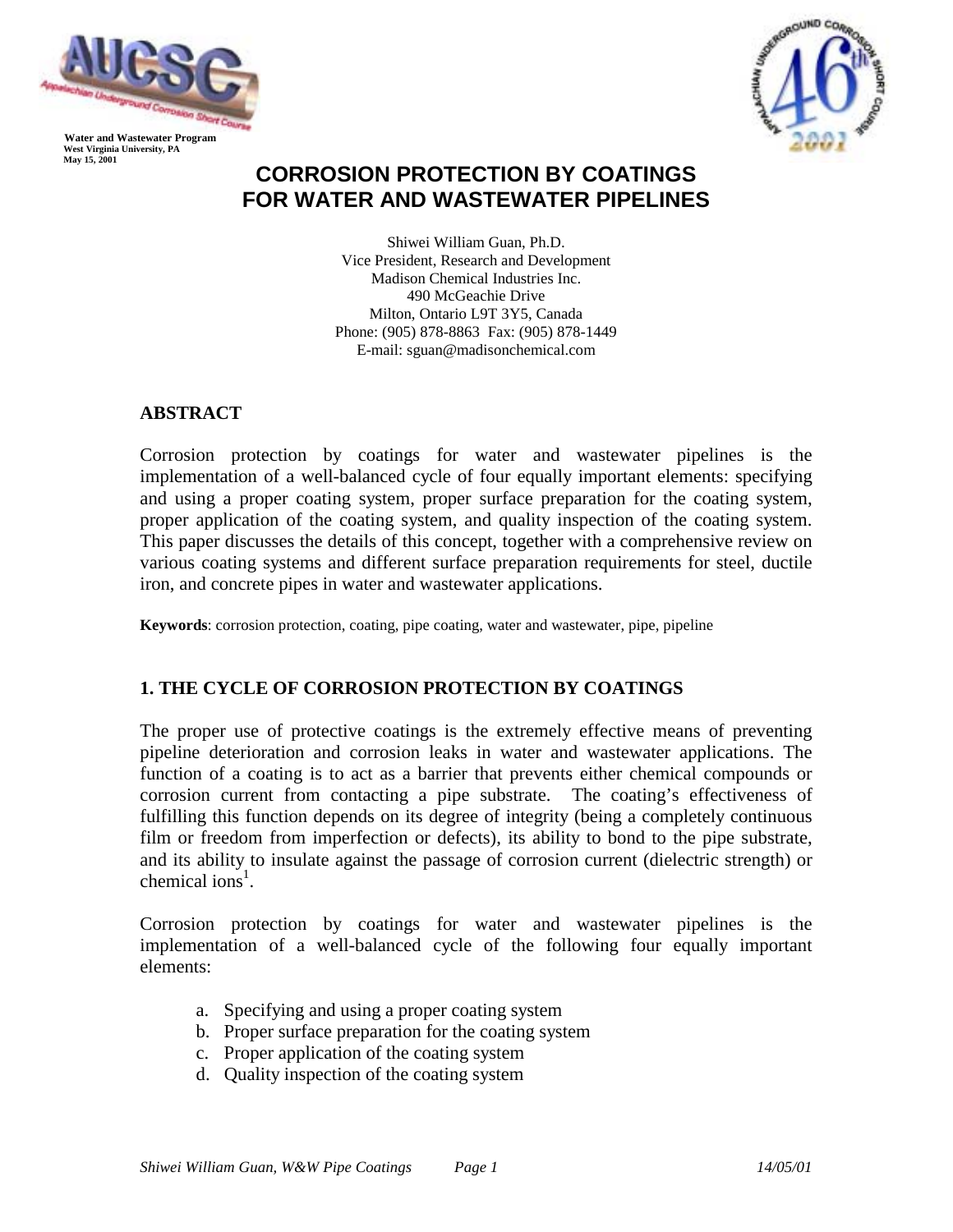Water and Wastewater Program
West Virginia University, PA
May 15, 2001

# CORROSION PROTECTION BY COATINGS FOR WATER AND WASTEWATER PIPELINES

Shiwei William Guan, Ph.D.
Vice President, Research and Development
Madison Chemical Industries Inc.
490 McGeachie Drive
Milton, Ontario L9T 3Y5, Canada
Phone: (905) 878-8863 Fax: (905) 878-1449
E-mail: sguan@madisonchemical.com

## ABSTRACT

Corrosion protection by coatings for water and wastewater pipelines is the implementation of a well-balanced cycle of four equally important elements: specifying and using a proper coating system, proper surface preparation for the coating system, proper application of the coating system, and quality inspection of the coating system. This paper discusses the details of this concept, together with a comprehensive review on various coating systems and different surface preparation requirements for steel, ductile iron, and concrete pipes in water and wastewater applications.

**Keywords**: corrosion protection, coating, pipe coating, water and wastewater, pipe, pipeline

## 1. THE CYCLE OF CORROSION PROTECTION BY COATINGS

The proper use of protective coatings is the extremely effective means of preventing pipeline deterioration and corrosion leaks in water and wastewater applications. The function of a coating is to act as a barrier that prevents either chemical compounds or corrosion current from contacting a pipe substrate. The coating's effectiveness of fulfilling this function depends on its degree of integrity (being a completely continuous film or freedom from imperfection or defects), its ability to bond to the pipe substrate, and its ability to insulate against the passage of corrosion current (dielectric strength) or chemical ions[1].

Corrosion protection by coatings for water and wastewater pipelines is the implementation of a well-balanced cycle of the following four equally important elements:

a. Specifying and using a proper coating system
b. Proper surface preparation for the coating system
c. Proper application of the coating system
d. Quality inspection of the coating system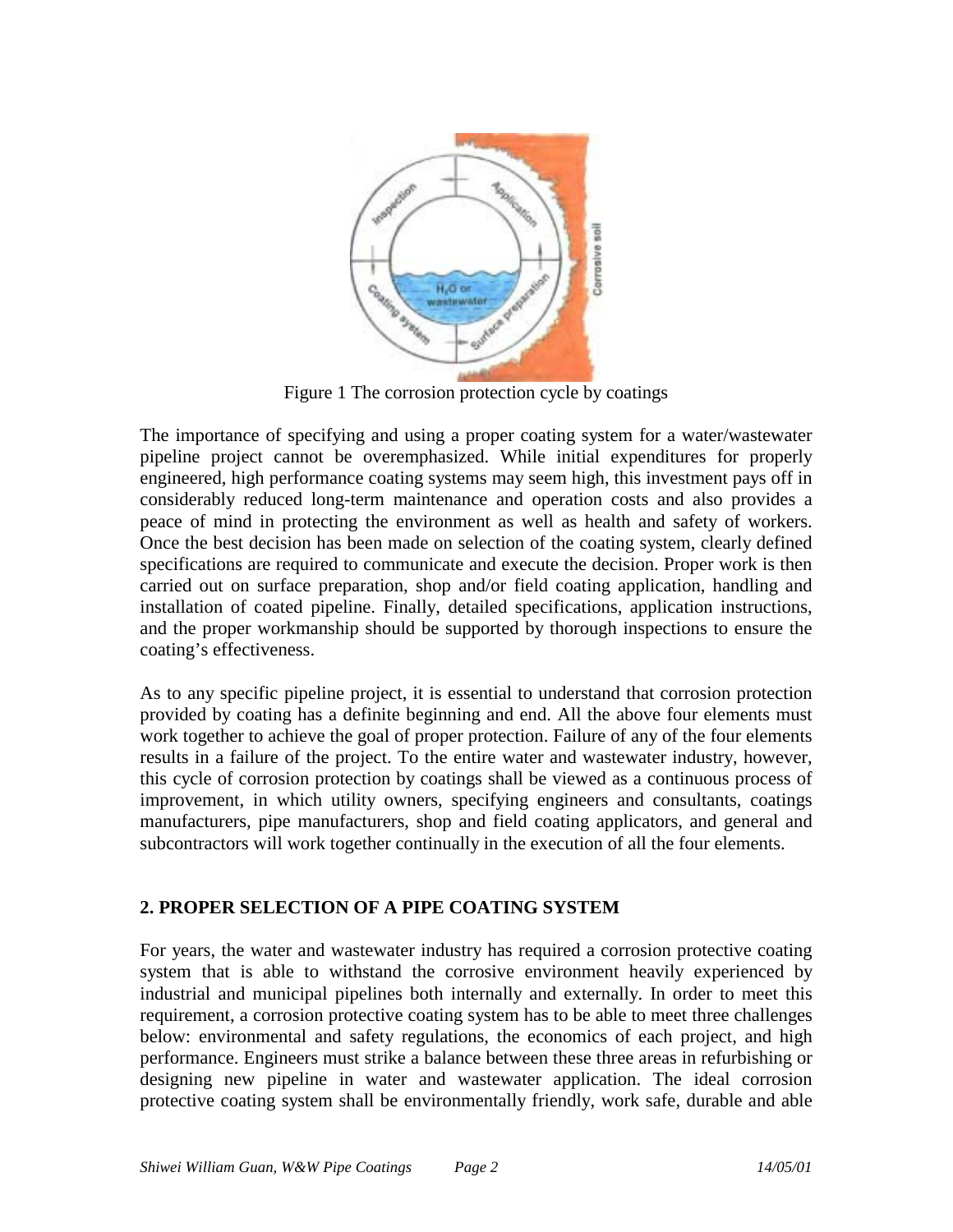Figure 1 The corrosion protection cycle by coatings

The importance of specifying and using a proper coating system for a water/wastewater pipeline project cannot be overemphasized. While initial expenditures for properly engineered, high performance coating systems may seem high, this investment pays off in considerably reduced long-term maintenance and operation costs and also provides a peace of mind in protecting the environment as well as health and safety of workers. Once the best decision has been made on selection of the coating system, clearly defined specifications are required to communicate and execute the decision. Proper work is then carried out on surface preparation, shop and/or field coating application, handling and installation of coated pipeline. Finally, detailed specifications, application instructions, and the proper workmanship should be supported by thorough inspections to ensure the coating's effectiveness.

As to any specific pipeline project, it is essential to understand that corrosion protection provided by coating has a definite beginning and end. All the above four elements must work together to achieve the goal of proper protection. Failure of any of the four elements results in a failure of the project. To the entire water and wastewater industry, however, this cycle of corrosion protection by coatings shall be viewed as a continuous process of improvement, in which utility owners, specifying engineers and consultants, coatings manufacturers, pipe manufacturers, shop and field coating applicators, and general and subcontractors will work together continually in the execution of all the four elements.

## 2. PROPER SELECTION OF A PIPE COATING SYSTEM

For years, the water and wastewater industry has required a corrosion protective coating system that is able to withstand the corrosive environment heavily experienced by industrial and municipal pipelines both internally and externally. In order to meet this requirement, a corrosion protective coating system has to be able to meet three challenges below: environmental and safety regulations, the economics of each project, and high performance. Engineers must strike a balance between these three areas in refurbishing or designing new pipeline in water and wastewater application. The ideal corrosion protective coating system shall be environmentally friendly, work safe, durable and able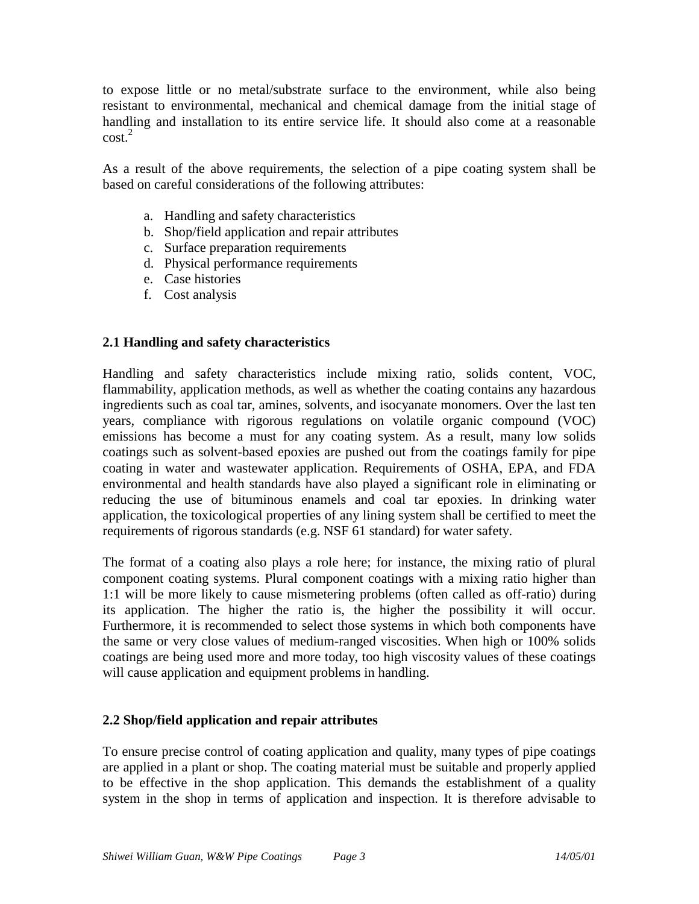to expose little or no metal/substrate surface to the environment, while also being resistant to environmental, mechanical and chemical damage from the initial stage of handling and installation to its entire service life. It should also come at a reasonable cost.[2]

As a result of the above requirements, the selection of a pipe coating system shall be based on careful considerations of the following attributes:

a. Handling and safety characteristics
b. Shop/field application and repair attributes
c. Surface preparation requirements
d. Physical performance requirements
e. Case histories
f. Cost analysis

### 2.1 Handling and safety characteristics

Handling and safety characteristics include mixing ratio, solids content, VOC, flammability, application methods, as well as whether the coating contains any hazardous ingredients such as coal tar, amines, solvents, and isocyanate monomers. Over the last ten years, compliance with rigorous regulations on volatile organic compound (VOC) emissions has become a must for any coating system. As a result, many low solids coatings such as solvent-based epoxies are pushed out from the coatings family for pipe coating in water and wastewater application. Requirements of OSHA, EPA, and FDA environmental and health standards have also played a significant role in eliminating or reducing the use of bituminous enamels and coal tar epoxies. In drinking water application, the toxicological properties of any lining system shall be certified to meet the requirements of rigorous standards (e.g. NSF 61 standard) for water safety.

The format of a coating also plays a role here; for instance, the mixing ratio of plural component coating systems. Plural component coatings with a mixing ratio higher than 1:1 will be more likely to cause mismetering problems (often called as off-ratio) during its application. The higher the ratio is, the higher the possibility it will occur. Furthermore, it is recommended to select those systems in which both components have the same or very close values of medium-ranged viscosities. When high or 100% solids coatings are being used more and more today, too high viscosity values of these coatings will cause application and equipment problems in handling.

### 2.2 Shop/field application and repair attributes

To ensure precise control of coating application and quality, many types of pipe coatings are applied in a plant or shop. The coating material must be suitable and properly applied to be effective in the shop application. This demands the establishment of a quality system in the shop in terms of application and inspection. It is therefore advisable to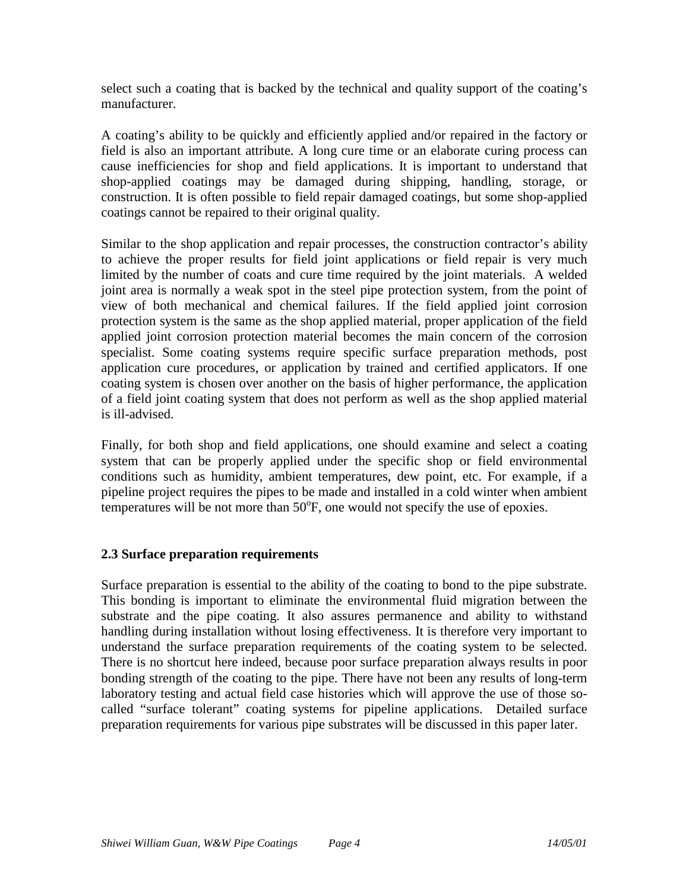select such a coating that is backed by the technical and quality support of the coating's manufacturer.

A coating's ability to be quickly and efficiently applied and/or repaired in the factory or field is also an important attribute. A long cure time or an elaborate curing process can cause inefficiencies for shop and field applications. It is important to understand that shop-applied coatings may be damaged during shipping, handling, storage, or construction. It is often possible to field repair damaged coatings, but some shop-applied coatings cannot be repaired to their original quality.

Similar to the shop application and repair processes, the construction contractor's ability to achieve the proper results for field joint applications or field repair is very much limited by the number of coats and cure time required by the joint materials. A welded joint area is normally a weak spot in the steel pipe protection system, from the point of view of both mechanical and chemical failures. If the field applied joint corrosion protection system is the same as the shop applied material, proper application of the field applied joint corrosion protection material becomes the main concern of the corrosion specialist. Some coating systems require specific surface preparation methods, post application cure procedures, or application by trained and certified applicators. If one coating system is chosen over another on the basis of higher performance, the application of a field joint coating system that does not perform as well as the shop applied material is ill-advised.

Finally, for both shop and field applications, one should examine and select a coating system that can be properly applied under the specific shop or field environmental conditions such as humidity, ambient temperatures, dew point, etc. For example, if a pipeline project requires the pipes to be made and installed in a cold winter when ambient temperatures will be not more than 50$^{o}$F, one would not specify the use of epoxies.

### 2.3 Surface preparation requirements

Surface preparation is essential to the ability of the coating to bond to the pipe substrate. This bonding is important to eliminate the environmental fluid migration between the substrate and the pipe coating. It also assures permanence and ability to withstand handling during installation without losing effectiveness. It is therefore very important to understand the surface preparation requirements of the coating system to be selected. There is no shortcut here indeed, because poor surface preparation always results in poor bonding strength of the coating to the pipe. There have not been any results of long-term laboratory testing and actual field case histories which will approve the use of those so-called "surface tolerant" coating systems for pipeline applications. Detailed surface preparation requirements for various pipe substrates will be discussed in this paper later.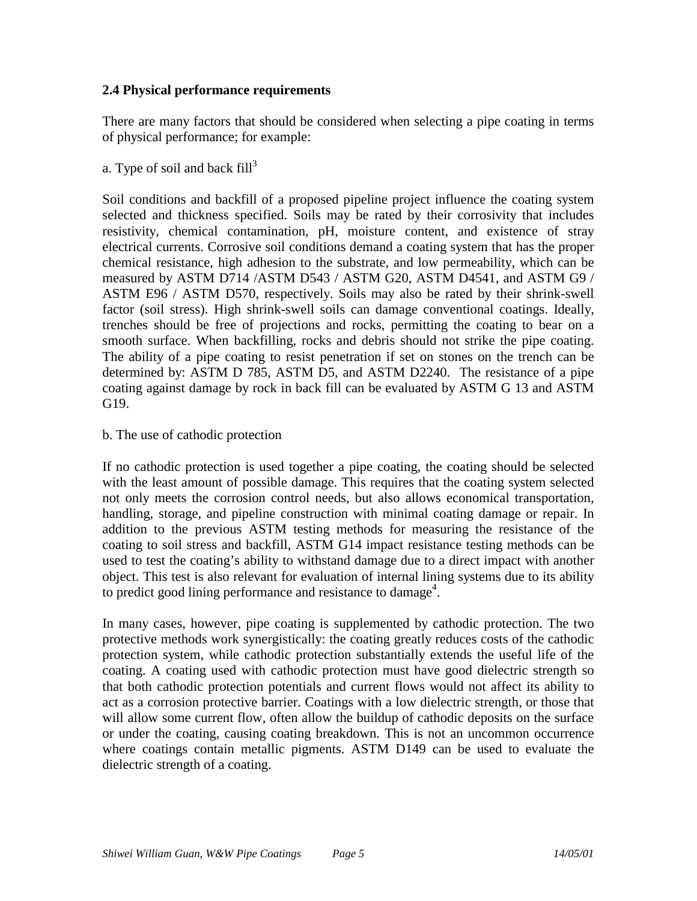### 2.4 Physical performance requirements

There are many factors that should be considered when selecting a pipe coating in terms of physical performance; for example:

a. Type of soil and back fill[3]

Soil conditions and backfill of a proposed pipeline project influence the coating system selected and thickness specified. Soils may be rated by their corrosivity that includes resistivity, chemical contamination, pH, moisture content, and existence of stray electrical currents. Corrosive soil conditions demand a coating system that has the proper chemical resistance, high adhesion to the substrate, and low permeability, which can be measured by ASTM D714 /ASTM D543 / ASTM G20, ASTM D4541, and ASTM G9 / ASTM E96 / ASTM D570, respectively. Soils may also be rated by their shrink-swell factor (soil stress). High shrink-swell soils can damage conventional coatings. Ideally, trenches should be free of projections and rocks, permitting the coating to bear on a smooth surface. When backfilling, rocks and debris should not strike the pipe coating. The ability of a pipe coating to resist penetration if set on stones on the trench can be determined by: ASTM D 785, ASTM D5, and ASTM D2240. The resistance of a pipe coating against damage by rock in back fill can be evaluated by ASTM G 13 and ASTM G19.

b. The use of cathodic protection

If no cathodic protection is used together a pipe coating, the coating should be selected with the least amount of possible damage. This requires that the coating system selected not only meets the corrosion control needs, but also allows economical transportation, handling, storage, and pipeline construction with minimal coating damage or repair. In addition to the previous ASTM testing methods for measuring the resistance of the coating to soil stress and backfill, ASTM G14 impact resistance testing methods can be used to test the coating's ability to withstand damage due to a direct impact with another object. This test is also relevant for evaluation of internal lining systems due to its ability to predict good lining performance and resistance to damage[4].

In many cases, however, pipe coating is supplemented by cathodic protection. The two protective methods work synergistically: the coating greatly reduces costs of the cathodic protection system, while cathodic protection substantially extends the useful life of the coating. A coating used with cathodic protection must have good dielectric strength so that both cathodic protection potentials and current flows would not affect its ability to act as a corrosion protective barrier. Coatings with a low dielectric strength, or those that will allow some current flow, often allow the buildup of cathodic deposits on the surface or under the coating, causing coating breakdown. This is not an uncommon occurrence where coatings contain metallic pigments. ASTM D149 can be used to evaluate the dielectric strength of a coating.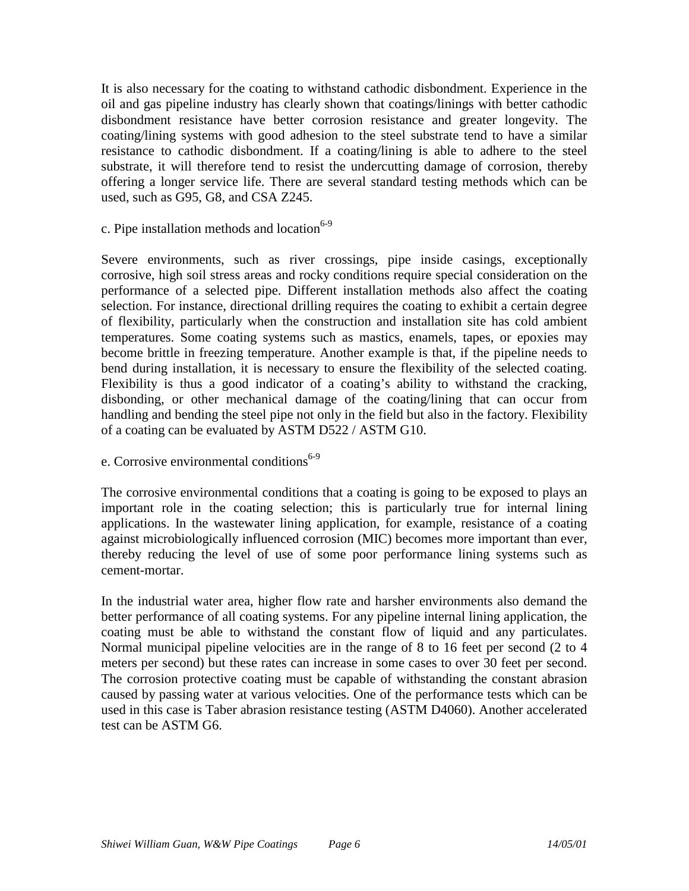It is also necessary for the coating to withstand cathodic disbondment. Experience in the oil and gas pipeline industry has clearly shown that coatings/linings with better cathodic disbondment resistance have better corrosion resistance and greater longevity. The coating/lining systems with good adhesion to the steel substrate tend to have a similar resistance to cathodic disbondment. If a coating/lining is able to adhere to the steel substrate, it will therefore tend to resist the undercutting damage of corrosion, thereby offering a longer service life. There are several standard testing methods which can be used, such as G95, G8, and CSA Z245.

c. Pipe installation methods and location[6-9]

Severe environments, such as river crossings, pipe inside casings, exceptionally corrosive, high soil stress areas and rocky conditions require special consideration on the performance of a selected pipe. Different installation methods also affect the coating selection. For instance, directional drilling requires the coating to exhibit a certain degree of flexibility, particularly when the construction and installation site has cold ambient temperatures. Some coating systems such as mastics, enamels, tapes, or epoxies may become brittle in freezing temperature. Another example is that, if the pipeline needs to bend during installation, it is necessary to ensure the flexibility of the selected coating. Flexibility is thus a good indicator of a coating's ability to withstand the cracking, disbonding, or other mechanical damage of the coating/lining that can occur from handling and bending the steel pipe not only in the field but also in the factory. Flexibility of a coating can be evaluated by ASTM D522 / ASTM G10.

e. Corrosive environmental conditions[6-9]

The corrosive environmental conditions that a coating is going to be exposed to plays an important role in the coating selection; this is particularly true for internal lining applications. In the wastewater lining application, for example, resistance of a coating against microbiologically influenced corrosion (MIC) becomes more important than ever, thereby reducing the level of use of some poor performance lining systems such as cement-mortar.

In the industrial water area, higher flow rate and harsher environments also demand the better performance of all coating systems. For any pipeline internal lining application, the coating must be able to withstand the constant flow of liquid and any particulates. Normal municipal pipeline velocities are in the range of 8 to 16 feet per second (2 to 4 meters per second) but these rates can increase in some cases to over 30 feet per second. The corrosion protective coating must be capable of withstanding the constant abrasion caused by passing water at various velocities. One of the performance tests which can be used in this case is Taber abrasion resistance testing (ASTM D4060). Another accelerated test can be ASTM G6.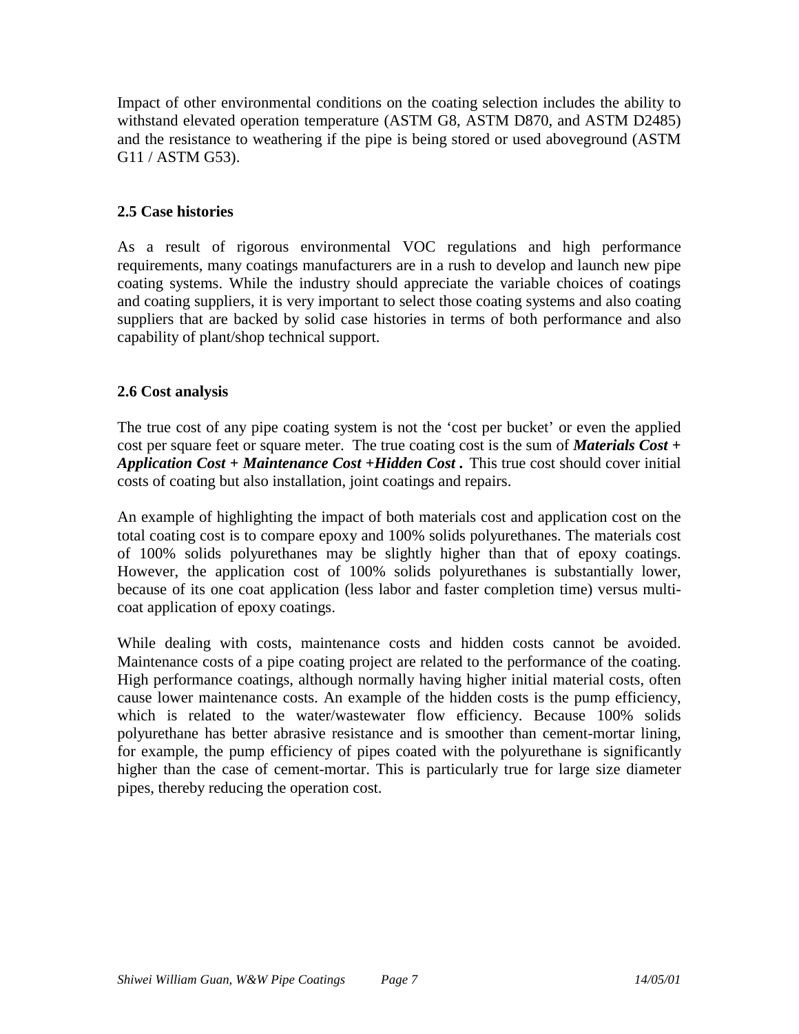Impact of other environmental conditions on the coating selection includes the ability to withstand elevated operation temperature (ASTM G8, ASTM D870, and ASTM D2485) and the resistance to weathering if the pipe is being stored or used aboveground (ASTM G11 / ASTM G53).

### 2.5 Case histories

As a result of rigorous environmental VOC regulations and high performance requirements, many coatings manufacturers are in a rush to develop and launch new pipe coating systems. While the industry should appreciate the variable choices of coatings and coating suppliers, it is very important to select those coating systems and also coating suppliers that are backed by solid case histories in terms of both performance and also capability of plant/shop technical support.

### 2.6 Cost analysis

The true cost of any pipe coating system is not the 'cost per bucket' or even the applied cost per square feet or square meter. The true coating cost is the sum of ***Materials Cost + Application Cost + Maintenance Cost +Hidden Cost .*** This true cost should cover initial costs of coating but also installation, joint coatings and repairs.

An example of highlighting the impact of both materials cost and application cost on the total coating cost is to compare epoxy and 100% solids polyurethanes. The materials cost of 100% solids polyurethanes may be slightly higher than that of epoxy coatings. However, the application cost of 100% solids polyurethanes is substantially lower, because of its one coat application (less labor and faster completion time) versus multi-coat application of epoxy coatings.

While dealing with costs, maintenance costs and hidden costs cannot be avoided. Maintenance costs of a pipe coating project are related to the performance of the coating. High performance coatings, although normally having higher initial material costs, often cause lower maintenance costs. An example of the hidden costs is the pump efficiency, which is related to the water/wastewater flow efficiency. Because 100% solids polyurethane has better abrasive resistance and is smoother than cement-mortar lining, for example, the pump efficiency of pipes coated with the polyurethane is significantly higher than the case of cement-mortar. This is particularly true for large size diameter pipes, thereby reducing the operation cost.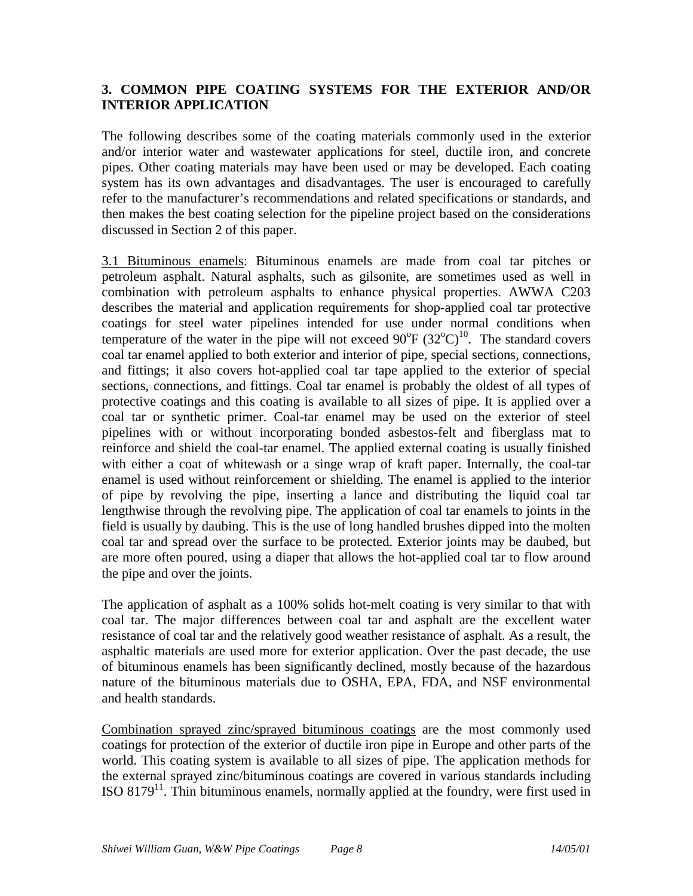## 3. COMMON PIPE COATING SYSTEMS FOR THE EXTERIOR AND/OR INTERIOR APPLICATION

The following describes some of the coating materials commonly used in the exterior and/or interior water and wastewater applications for steel, ductile iron, and concrete pipes. Other coating materials may have been used or may be developed. Each coating system has its own advantages and disadvantages. The user is encouraged to carefully refer to the manufacturer's recommendations and related specifications or standards, and then makes the best coating selection for the pipeline project based on the considerations discussed in Section 2 of this paper.

3.1 Bituminous enamels: Bituminous enamels are made from coal tar pitches or petroleum asphalt. Natural asphalts, such as gilsonite, are sometimes used as well in combination with petroleum asphalts to enhance physical properties. AWWA C203 describes the material and application requirements for shop-applied coal tar protective coatings for steel water pipelines intended for use under normal conditions when temperature of the water in the pipe will not exceed 90°F (32°C)[10]. The standard covers coal tar enamel applied to both exterior and interior of pipe, special sections, connections, and fittings; it also covers hot-applied coal tar tape applied to the exterior of special sections, connections, and fittings. Coal tar enamel is probably the oldest of all types of protective coatings and this coating is available to all sizes of pipe. It is applied over a coal tar or synthetic primer. Coal-tar enamel may be used on the exterior of steel pipelines with or without incorporating bonded asbestos-felt and fiberglass mat to reinforce and shield the coal-tar enamel. The applied external coating is usually finished with either a coat of whitewash or a singe wrap of kraft paper. Internally, the coal-tar enamel is used without reinforcement or shielding. The enamel is applied to the interior of pipe by revolving the pipe, inserting a lance and distributing the liquid coal tar lengthwise through the revolving pipe. The application of coal tar enamels to joints in the field is usually by daubing. This is the use of long handled brushes dipped into the molten coal tar and spread over the surface to be protected. Exterior joints may be daubed, but are more often poured, using a diaper that allows the hot-applied coal tar to flow around the pipe and over the joints.

The application of asphalt as a 100% solids hot-melt coating is very similar to that with coal tar. The major differences between coal tar and asphalt are the excellent water resistance of coal tar and the relatively good weather resistance of asphalt. As a result, the asphaltic materials are used more for exterior application. Over the past decade, the use of bituminous enamels has been significantly declined, mostly because of the hazardous nature of the bituminous materials due to OSHA, EPA, FDA, and NSF environmental and health standards.

Combination sprayed zinc/sprayed bituminous coatings are the most commonly used coatings for protection of the exterior of ductile iron pipe in Europe and other parts of the world. This coating system is available to all sizes of pipe. The application methods for the external sprayed zinc/bituminous coatings are covered in various standards including ISO 8179[11]. Thin bituminous enamels, normally applied at the foundry, were first used in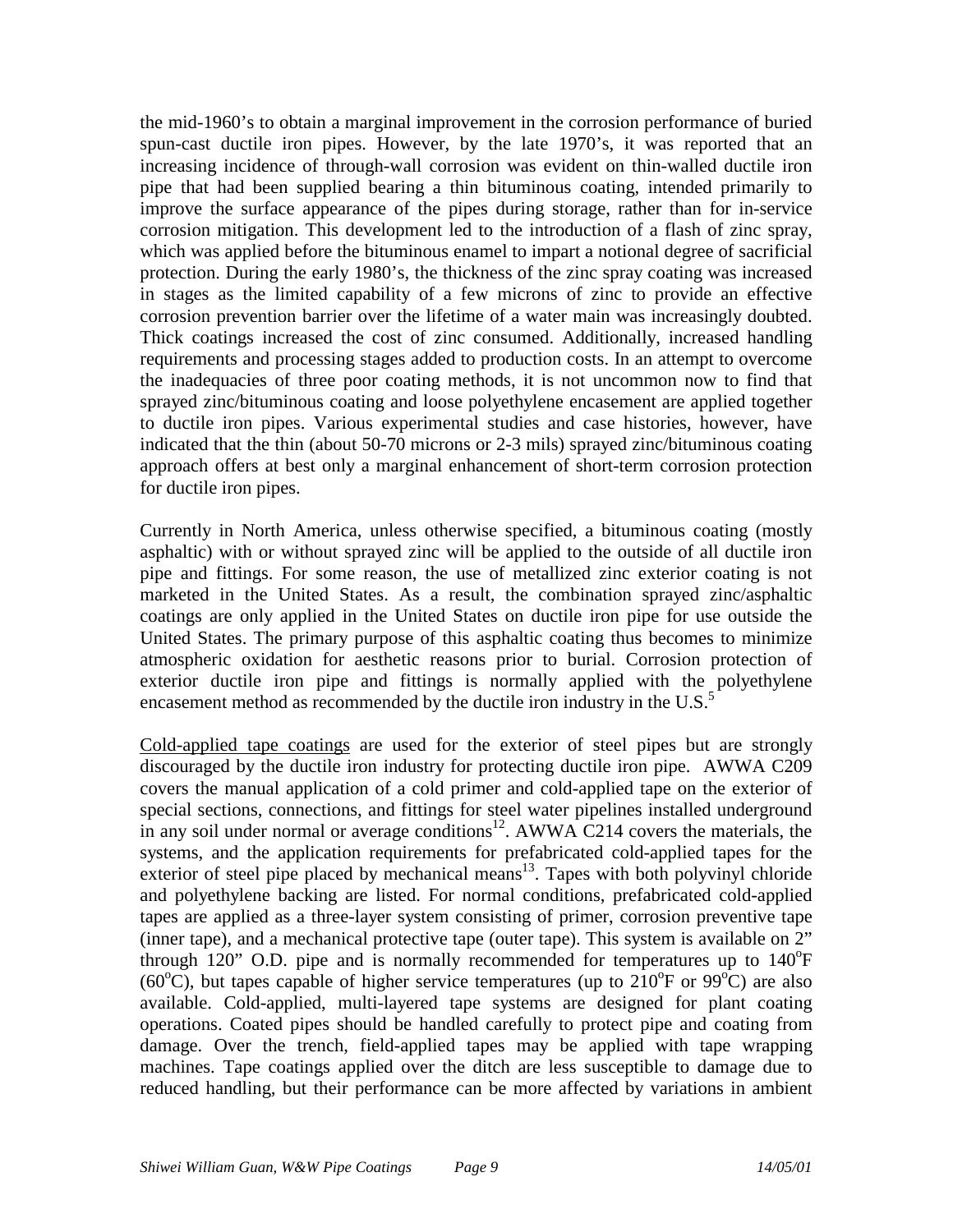the mid-1960's to obtain a marginal improvement in the corrosion performance of buried spun-cast ductile iron pipes. However, by the late 1970's, it was reported that an increasing incidence of through-wall corrosion was evident on thin-walled ductile iron pipe that had been supplied bearing a thin bituminous coating, intended primarily to improve the surface appearance of the pipes during storage, rather than for in-service corrosion mitigation. This development led to the introduction of a flash of zinc spray, which was applied before the bituminous enamel to impart a notional degree of sacrificial protection. During the early 1980's, the thickness of the zinc spray coating was increased in stages as the limited capability of a few microns of zinc to provide an effective corrosion prevention barrier over the lifetime of a water main was increasingly doubted. Thick coatings increased the cost of zinc consumed. Additionally, increased handling requirements and processing stages added to production costs. In an attempt to overcome the inadequacies of three poor coating methods, it is not uncommon now to find that sprayed zinc/bituminous coating and loose polyethylene encasement are applied together to ductile iron pipes. Various experimental studies and case histories, however, have indicated that the thin (about 50-70 microns or 2-3 mils) sprayed zinc/bituminous coating approach offers at best only a marginal enhancement of short-term corrosion protection for ductile iron pipes.

Currently in North America, unless otherwise specified, a bituminous coating (mostly asphaltic) with or without sprayed zinc will be applied to the outside of all ductile iron pipe and fittings. For some reason, the use of metallized zinc exterior coating is not marketed in the United States. As a result, the combination sprayed zinc/asphaltic coatings are only applied in the United States on ductile iron pipe for use outside the United States. The primary purpose of this asphaltic coating thus becomes to minimize atmospheric oxidation for aesthetic reasons prior to burial. Corrosion protection of exterior ductile iron pipe and fittings is normally applied with the polyethylene encasement method as recommended by the ductile iron industry in the U.S.[5]

Cold-applied tape coatings are used for the exterior of steel pipes but are strongly discouraged by the ductile iron industry for protecting ductile iron pipe. AWWA C209 covers the manual application of a cold primer and cold-applied tape on the exterior of special sections, connections, and fittings for steel water pipelines installed underground in any soil under normal or average conditions[12]. AWWA C214 covers the materials, the systems, and the application requirements for prefabricated cold-applied tapes for the exterior of steel pipe placed by mechanical means[13]. Tapes with both polyvinyl chloride and polyethylene backing are listed. For normal conditions, prefabricated cold-applied tapes are applied as a three-layer system consisting of primer, corrosion preventive tape (inner tape), and a mechanical protective tape (outer tape). This system is available on 2" through 120" O.D. pipe and is normally recommended for temperatures up to 140$^o$F (60$^o$C), but tapes capable of higher service temperatures (up to 210$^o$F or 99$^o$C) are also available. Cold-applied, multi-layered tape systems are designed for plant coating operations. Coated pipes should be handled carefully to protect pipe and coating from damage. Over the trench, field-applied tapes may be applied with tape wrapping machines. Tape coatings applied over the ditch are less susceptible to damage due to reduced handling, but their performance can be more affected by variations in ambient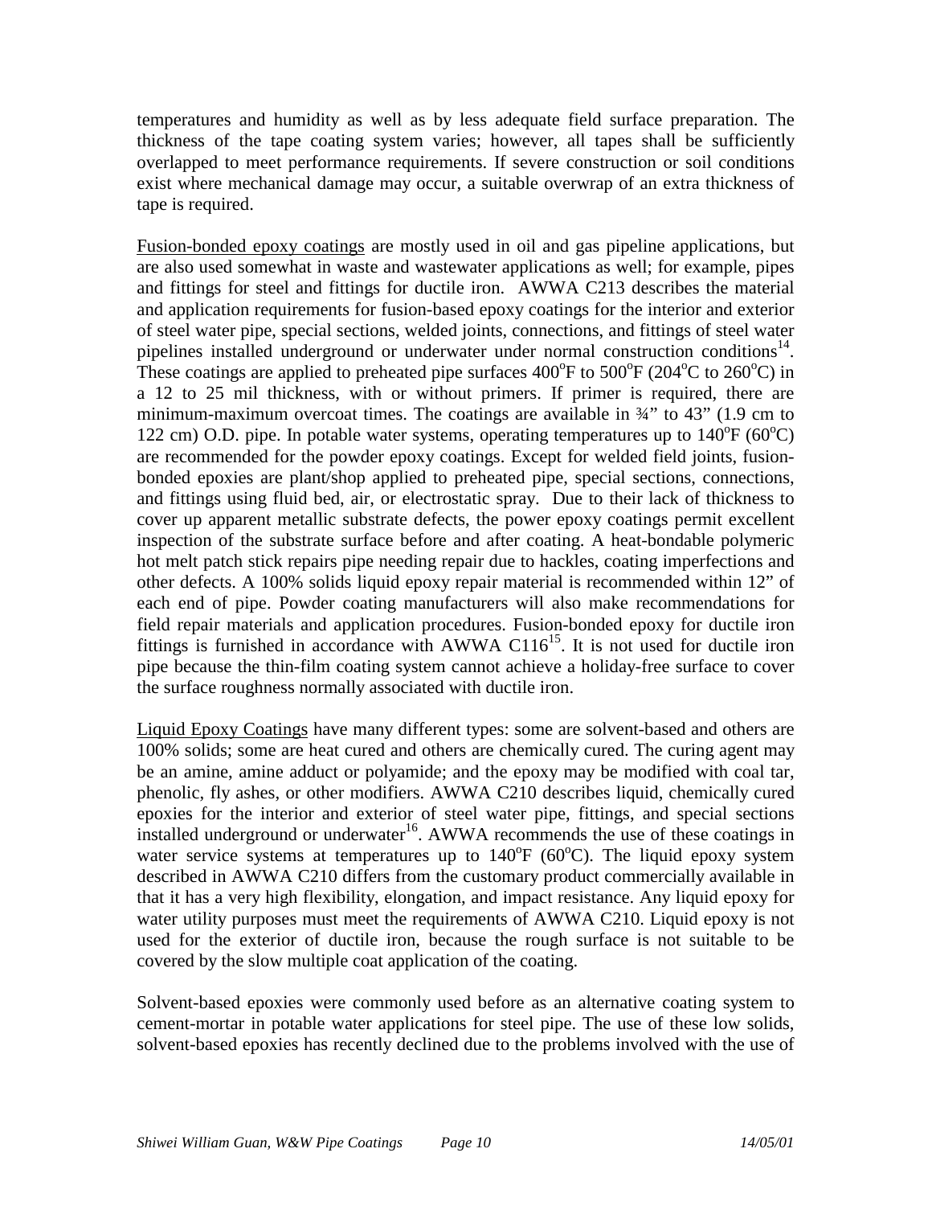temperatures and humidity as well as by less adequate field surface preparation. The thickness of the tape coating system varies; however, all tapes shall be sufficiently overlapped to meet performance requirements. If severe construction or soil conditions exist where mechanical damage may occur, a suitable overwrap of an extra thickness of tape is required.

Fusion-bonded epoxy coatings are mostly used in oil and gas pipeline applications, but are also used somewhat in waste and wastewater applications as well; for example, pipes and fittings for steel and fittings for ductile iron. AWWA C213 describes the material and application requirements for fusion-based epoxy coatings for the interior and exterior of steel water pipe, special sections, welded joints, connections, and fittings of steel water pipelines installed underground or underwater under normal construction conditions[14]. These coatings are applied to preheated pipe surfaces 400°F to 500°F (204°C to 260°C) in a 12 to 25 mil thickness, with or without primers. If primer is required, there are minimum-maximum overcoat times. The coatings are available in ¾" to 43" (1.9 cm to 122 cm) O.D. pipe. In potable water systems, operating temperatures up to 140°F (60°C) are recommended for the powder epoxy coatings. Except for welded field joints, fusion-bonded epoxies are plant/shop applied to preheated pipe, special sections, connections, and fittings using fluid bed, air, or electrostatic spray. Due to their lack of thickness to cover up apparent metallic substrate defects, the power epoxy coatings permit excellent inspection of the substrate surface before and after coating. A heat-bondable polymeric hot melt patch stick repairs pipe needing repair due to hackles, coating imperfections and other defects. A 100% solids liquid epoxy repair material is recommended within 12" of each end of pipe. Powder coating manufacturers will also make recommendations for field repair materials and application procedures. Fusion-bonded epoxy for ductile iron fittings is furnished in accordance with AWWA C116[15]. It is not used for ductile iron pipe because the thin-film coating system cannot achieve a holiday-free surface to cover the surface roughness normally associated with ductile iron.

Liquid Epoxy Coatings have many different types: some are solvent-based and others are 100% solids; some are heat cured and others are chemically cured. The curing agent may be an amine, amine adduct or polyamide; and the epoxy may be modified with coal tar, phenolic, fly ashes, or other modifiers. AWWA C210 describes liquid, chemically cured epoxies for the interior and exterior of steel water pipe, fittings, and special sections installed underground or underwater[16]. AWWA recommends the use of these coatings in water service systems at temperatures up to 140°F (60°C). The liquid epoxy system described in AWWA C210 differs from the customary product commercially available in that it has a very high flexibility, elongation, and impact resistance. Any liquid epoxy for water utility purposes must meet the requirements of AWWA C210. Liquid epoxy is not used for the exterior of ductile iron, because the rough surface is not suitable to be covered by the slow multiple coat application of the coating.

Solvent-based epoxies were commonly used before as an alternative coating system to cement-mortar in potable water applications for steel pipe. The use of these low solids, solvent-based epoxies has recently declined due to the problems involved with the use of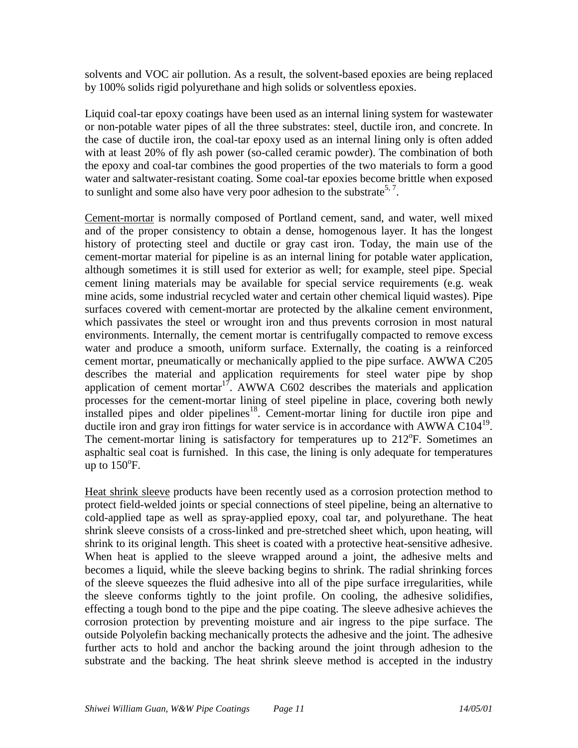solvents and VOC air pollution. As a result, the solvent-based epoxies are being replaced by 100% solids rigid polyurethane and high solids or solventless epoxies.

Liquid coal-tar epoxy coatings have been used as an internal lining system for wastewater or non-potable water pipes of all the three substrates: steel, ductile iron, and concrete. In the case of ductile iron, the coal-tar epoxy used as an internal lining only is often added with at least 20% of fly ash power (so-called ceramic powder). The combination of both the epoxy and coal-tar combines the good properties of the two materials to form a good water and saltwater-resistant coating. Some coal-tar epoxies become brittle when exposed to sunlight and some also have very poor adhesion to the substrate[5, 7].

Cement-mortar is normally composed of Portland cement, sand, and water, well mixed and of the proper consistency to obtain a dense, homogenous layer. It has the longest history of protecting steel and ductile or gray cast iron. Today, the main use of the cement-mortar material for pipeline is as an internal lining for potable water application, although sometimes it is still used for exterior as well; for example, steel pipe. Special cement lining materials may be available for special service requirements (e.g. weak mine acids, some industrial recycled water and certain other chemical liquid wastes). Pipe surfaces covered with cement-mortar are protected by the alkaline cement environment, which passivates the steel or wrought iron and thus prevents corrosion in most natural environments. Internally, the cement mortar is centrifugally compacted to remove excess water and produce a smooth, uniform surface. Externally, the coating is a reinforced cement mortar, pneumatically or mechanically applied to the pipe surface. AWWA C205 describes the material and application requirements for steel water pipe by shop application of cement mortar[17]. AWWA C602 describes the materials and application processes for the cement-mortar lining of steel pipeline in place, covering both newly installed pipes and older pipelines[18]. Cement-mortar lining for ductile iron pipe and ductile iron and gray iron fittings for water service is in accordance with AWWA C104[19]. The cement-mortar lining is satisfactory for temperatures up to 212$^{o}$F. Sometimes an asphaltic seal coat is furnished. In this case, the lining is only adequate for temperatures up to 150$^{o}$F.

Heat shrink sleeve products have been recently used as a corrosion protection method to protect field-welded joints or special connections of steel pipeline, being an alternative to cold-applied tape as well as spray-applied epoxy, coal tar, and polyurethane. The heat shrink sleeve consists of a cross-linked and pre-stretched sheet which, upon heating, will shrink to its original length. This sheet is coated with a protective heat-sensitive adhesive. When heat is applied to the sleeve wrapped around a joint, the adhesive melts and becomes a liquid, while the sleeve backing begins to shrink. The radial shrinking forces of the sleeve squeezes the fluid adhesive into all of the pipe surface irregularities, while the sleeve conforms tightly to the joint profile. On cooling, the adhesive solidifies, effecting a tough bond to the pipe and the pipe coating. The sleeve adhesive achieves the corrosion protection by preventing moisture and air ingress to the pipe surface. The outside Polyolefin backing mechanically protects the adhesive and the joint. The adhesive further acts to hold and anchor the backing around the joint through adhesion to the substrate and the backing. The heat shrink sleeve method is accepted in the industry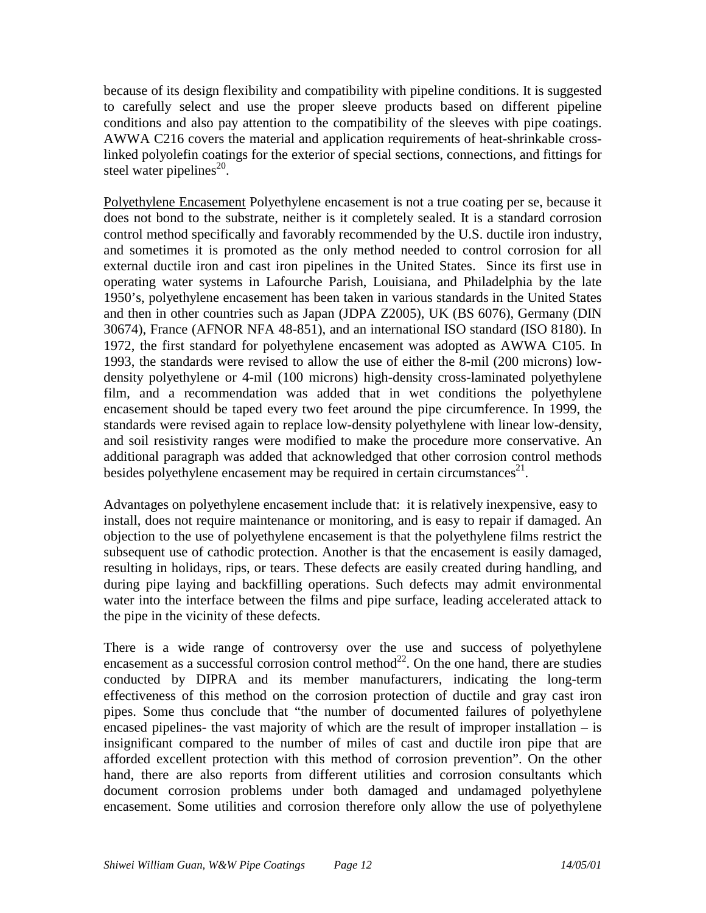because of its design flexibility and compatibility with pipeline conditions. It is suggested to carefully select and use the proper sleeve products based on different pipeline conditions and also pay attention to the compatibility of the sleeves with pipe coatings. AWWA C216 covers the material and application requirements of heat-shrinkable cross-linked polyolefin coatings for the exterior of special sections, connections, and fittings for steel water pipelines[20].

Polyethylene Encasement Polyethylene encasement is not a true coating per se, because it does not bond to the substrate, neither is it completely sealed. It is a standard corrosion control method specifically and favorably recommended by the U.S. ductile iron industry, and sometimes it is promoted as the only method needed to control corrosion for all external ductile iron and cast iron pipelines in the United States. Since its first use in operating water systems in Lafourche Parish, Louisiana, and Philadelphia by the late 1950's, polyethylene encasement has been taken in various standards in the United States and then in other countries such as Japan (JDPA Z2005), UK (BS 6076), Germany (DIN 30674), France (AFNOR NFA 48-851), and an international ISO standard (ISO 8180). In 1972, the first standard for polyethylene encasement was adopted as AWWA C105. In 1993, the standards were revised to allow the use of either the 8-mil (200 microns) low-density polyethylene or 4-mil (100 microns) high-density cross-laminated polyethylene film, and a recommendation was added that in wet conditions the polyethylene encasement should be taped every two feet around the pipe circumference. In 1999, the standards were revised again to replace low-density polyethylene with linear low-density, and soil resistivity ranges were modified to make the procedure more conservative. An additional paragraph was added that acknowledged that other corrosion control methods besides polyethylene encasement may be required in certain circumstances[21].

Advantages on polyethylene encasement include that: it is relatively inexpensive, easy to install, does not require maintenance or monitoring, and is easy to repair if damaged. An objection to the use of polyethylene encasement is that the polyethylene films restrict the subsequent use of cathodic protection. Another is that the encasement is easily damaged, resulting in holidays, rips, or tears. These defects are easily created during handling, and during pipe laying and backfilling operations. Such defects may admit environmental water into the interface between the films and pipe surface, leading accelerated attack to the pipe in the vicinity of these defects.

There is a wide range of controversy over the use and success of polyethylene encasement as a successful corrosion control method[22]. On the one hand, there are studies conducted by DIPRA and its member manufacturers, indicating the long-term effectiveness of this method on the corrosion protection of ductile and gray cast iron pipes. Some thus conclude that "the number of documented failures of polyethylene encased pipelines- the vast majority of which are the result of improper installation – is insignificant compared to the number of miles of cast and ductile iron pipe that are afforded excellent protection with this method of corrosion prevention". On the other hand, there are also reports from different utilities and corrosion consultants which document corrosion problems under both damaged and undamaged polyethylene encasement. Some utilities and corrosion therefore only allow the use of polyethylene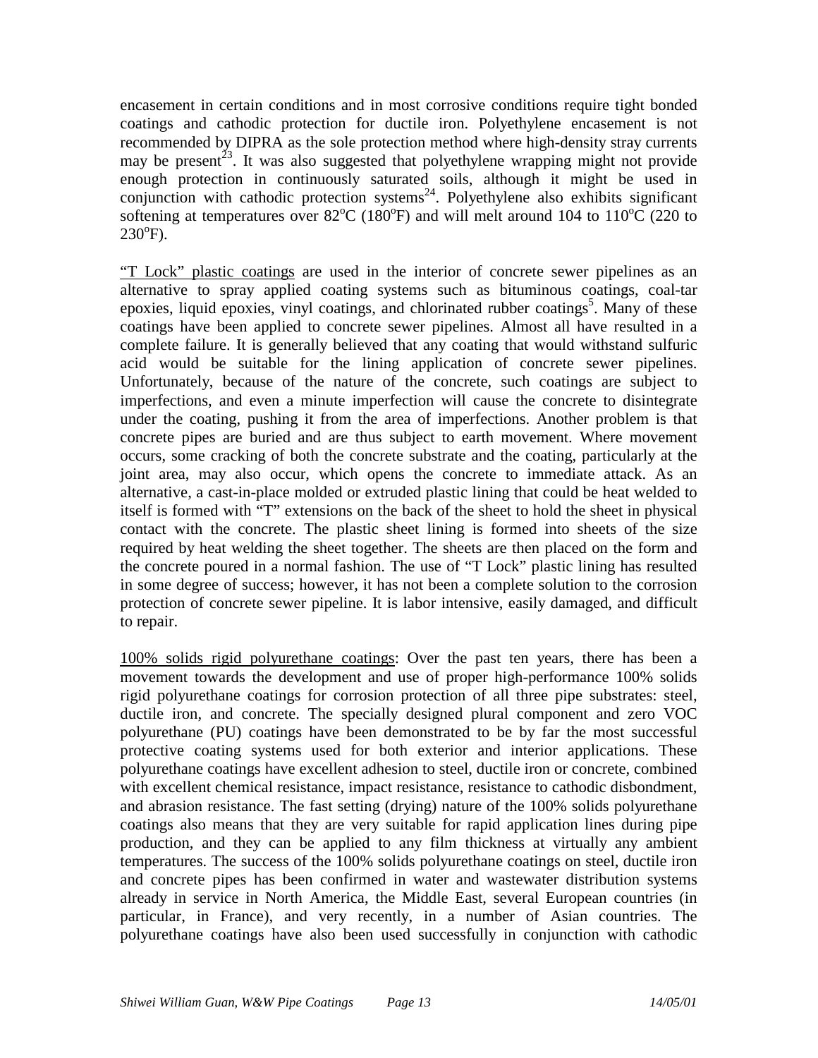encasement in certain conditions and in most corrosive conditions require tight bonded coatings and cathodic protection for ductile iron. Polyethylene encasement is not recommended by DIPRA as the sole protection method where high-density stray currents may be present[23]. It was also suggested that polyethylene wrapping might not provide enough protection in continuously saturated soils, although it might be used in conjunction with cathodic protection systems[24]. Polyethylene also exhibits significant softening at temperatures over 82°C (180°F) and will melt around 104 to 110°C (220 to 230°F).

"T Lock" plastic coatings are used in the interior of concrete sewer pipelines as an alternative to spray applied coating systems such as bituminous coatings, coal-tar epoxies, liquid epoxies, vinyl coatings, and chlorinated rubber coatings[5]. Many of these coatings have been applied to concrete sewer pipelines. Almost all have resulted in a complete failure. It is generally believed that any coating that would withstand sulfuric acid would be suitable for the lining application of concrete sewer pipelines. Unfortunately, because of the nature of the concrete, such coatings are subject to imperfections, and even a minute imperfection will cause the concrete to disintegrate under the coating, pushing it from the area of imperfections. Another problem is that concrete pipes are buried and are thus subject to earth movement. Where movement occurs, some cracking of both the concrete substrate and the coating, particularly at the joint area, may also occur, which opens the concrete to immediate attack. As an alternative, a cast-in-place molded or extruded plastic lining that could be heat welded to itself is formed with "T" extensions on the back of the sheet to hold the sheet in physical contact with the concrete. The plastic sheet lining is formed into sheets of the size required by heat welding the sheet together. The sheets are then placed on the form and the concrete poured in a normal fashion. The use of "T Lock" plastic lining has resulted in some degree of success; however, it has not been a complete solution to the corrosion protection of concrete sewer pipeline. It is labor intensive, easily damaged, and difficult to repair.

100% solids rigid polyurethane coatings: Over the past ten years, there has been a movement towards the development and use of proper high-performance 100% solids rigid polyurethane coatings for corrosion protection of all three pipe substrates: steel, ductile iron, and concrete. The specially designed plural component and zero VOC polyurethane (PU) coatings have been demonstrated to be by far the most successful protective coating systems used for both exterior and interior applications. These polyurethane coatings have excellent adhesion to steel, ductile iron or concrete, combined with excellent chemical resistance, impact resistance, resistance to cathodic disbondment, and abrasion resistance. The fast setting (drying) nature of the 100% solids polyurethane coatings also means that they are very suitable for rapid application lines during pipe production, and they can be applied to any film thickness at virtually any ambient temperatures. The success of the 100% solids polyurethane coatings on steel, ductile iron and concrete pipes has been confirmed in water and wastewater distribution systems already in service in North America, the Middle East, several European countries (in particular, in France), and very recently, in a number of Asian countries. The polyurethane coatings have also been used successfully in conjunction with cathodic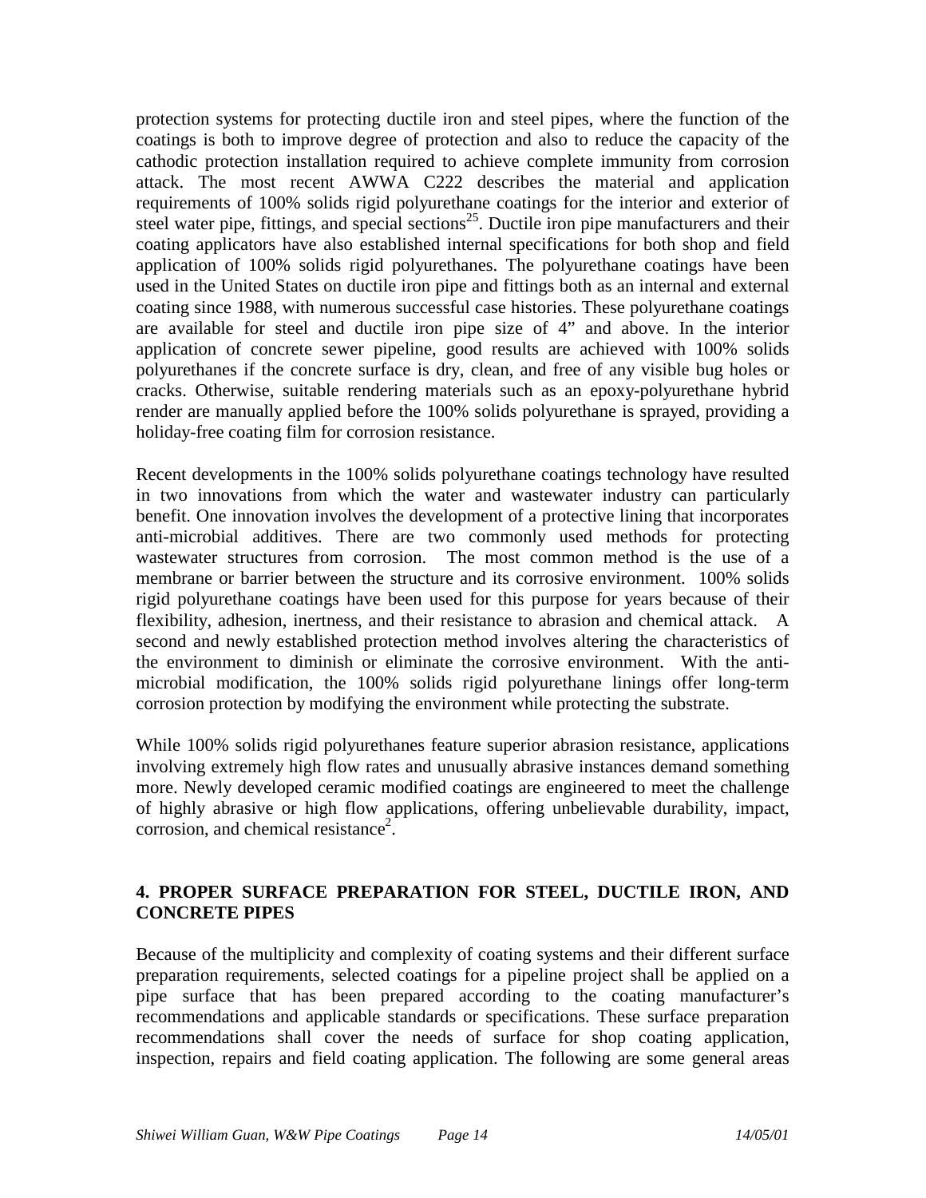protection systems for protecting ductile iron and steel pipes, where the function of the coatings is both to improve degree of protection and also to reduce the capacity of the cathodic protection installation required to achieve complete immunity from corrosion attack. The most recent AWWA C222 describes the material and application requirements of 100% solids rigid polyurethane coatings for the interior and exterior of steel water pipe, fittings, and special sections[25]. Ductile iron pipe manufacturers and their coating applicators have also established internal specifications for both shop and field application of 100% solids rigid polyurethanes. The polyurethane coatings have been used in the United States on ductile iron pipe and fittings both as an internal and external coating since 1988, with numerous successful case histories. These polyurethane coatings are available for steel and ductile iron pipe size of 4" and above. In the interior application of concrete sewer pipeline, good results are achieved with 100% solids polyurethanes if the concrete surface is dry, clean, and free of any visible bug holes or cracks. Otherwise, suitable rendering materials such as an epoxy-polyurethane hybrid render are manually applied before the 100% solids polyurethane is sprayed, providing a holiday-free coating film for corrosion resistance.

Recent developments in the 100% solids polyurethane coatings technology have resulted in two innovations from which the water and wastewater industry can particularly benefit. One innovation involves the development of a protective lining that incorporates anti-microbial additives. There are two commonly used methods for protecting wastewater structures from corrosion. The most common method is the use of a membrane or barrier between the structure and its corrosive environment. 100% solids rigid polyurethane coatings have been used for this purpose for years because of their flexibility, adhesion, inertness, and their resistance to abrasion and chemical attack. A second and newly established protection method involves altering the characteristics of the environment to diminish or eliminate the corrosive environment. With the anti-microbial modification, the 100% solids rigid polyurethane linings offer long-term corrosion protection by modifying the environment while protecting the substrate.

While 100% solids rigid polyurethanes feature superior abrasion resistance, applications involving extremely high flow rates and unusually abrasive instances demand something more. Newly developed ceramic modified coatings are engineered to meet the challenge of highly abrasive or high flow applications, offering unbelievable durability, impact, corrosion, and chemical resistance[2].

## 4. PROPER SURFACE PREPARATION FOR STEEL, DUCTILE IRON, AND CONCRETE PIPES

Because of the multiplicity and complexity of coating systems and their different surface preparation requirements, selected coatings for a pipeline project shall be applied on a pipe surface that has been prepared according to the coating manufacturer's recommendations and applicable standards or specifications. These surface preparation recommendations shall cover the needs of surface for shop coating application, inspection, repairs and field coating application. The following are some general areas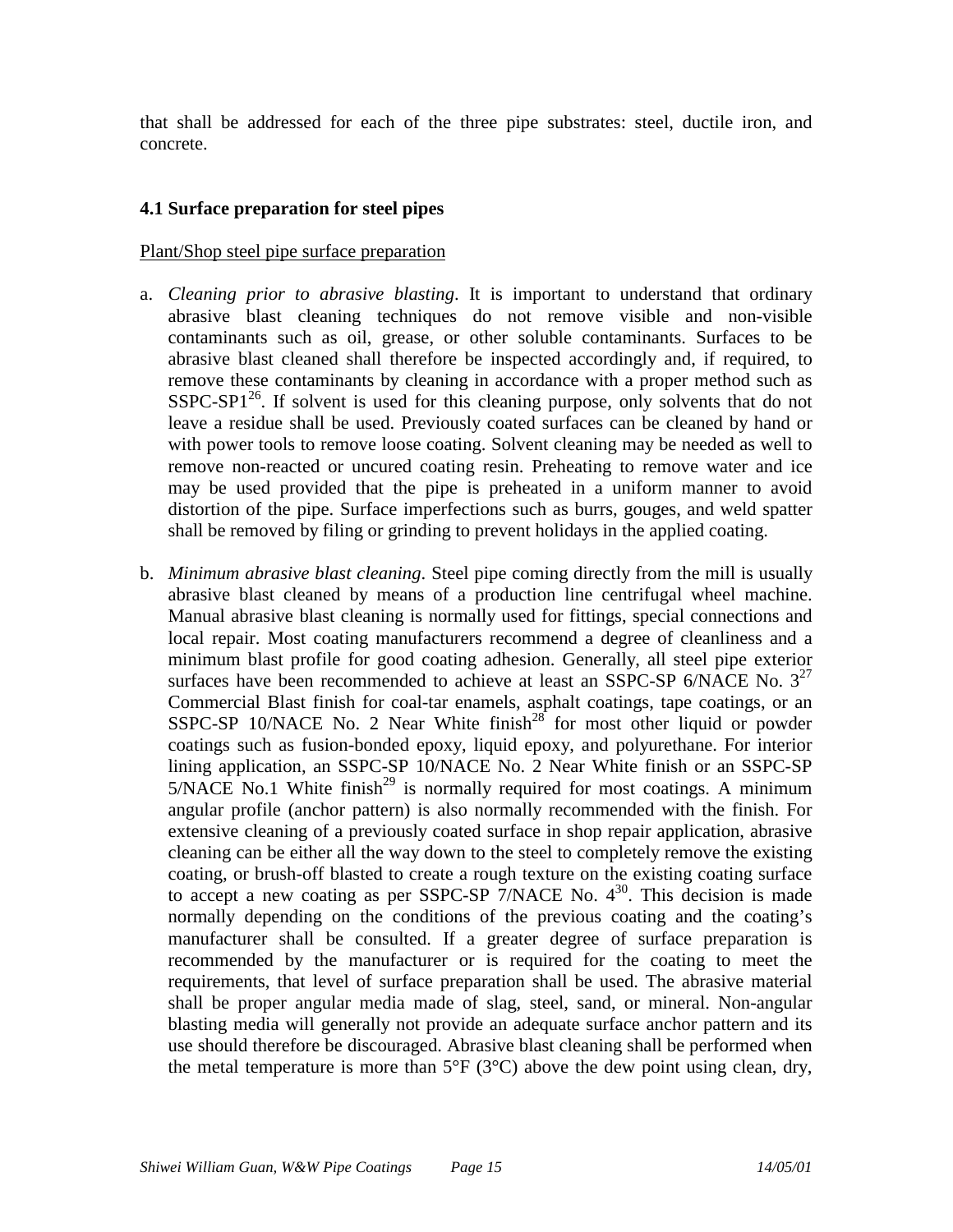that shall be addressed for each of the three pipe substrates: steel, ductile iron, and concrete.

### 4.1 Surface preparation for steel pipes

Plant/Shop steel pipe surface preparation

a. *Cleaning prior to abrasive blasting*. It is important to understand that ordinary abrasive blast cleaning techniques do not remove visible and non-visible contaminants such as oil, grease, or other soluble contaminants. Surfaces to be abrasive blast cleaned shall therefore be inspected accordingly and, if required, to remove these contaminants by cleaning in accordance with a proper method such as SSPC-SP1[26]. If solvent is used for this cleaning purpose, only solvents that do not leave a residue shall be used. Previously coated surfaces can be cleaned by hand or with power tools to remove loose coating. Solvent cleaning may be needed as well to remove non-reacted or uncured coating resin. Preheating to remove water and ice may be used provided that the pipe is preheated in a uniform manner to avoid distortion of the pipe. Surface imperfections such as burrs, gouges, and weld spatter shall be removed by filing or grinding to prevent holidays in the applied coating.

b. *Minimum abrasive blast cleaning*. Steel pipe coming directly from the mill is usually abrasive blast cleaned by means of a production line centrifugal wheel machine. Manual abrasive blast cleaning is normally used for fittings, special connections and local repair. Most coating manufacturers recommend a degree of cleanliness and a minimum blast profile for good coating adhesion. Generally, all steel pipe exterior surfaces have been recommended to achieve at least an SSPC-SP 6/NACE No. 3[27] Commercial Blast finish for coal-tar enamels, asphalt coatings, tape coatings, or an SSPC-SP 10/NACE No. 2 Near White finish[28] for most other liquid or powder coatings such as fusion-bonded epoxy, liquid epoxy, and polyurethane. For interior lining application, an SSPC-SP 10/NACE No. 2 Near White finish or an SSPC-SP 5/NACE No.1 White finish[29] is normally required for most coatings. A minimum angular profile (anchor pattern) is also normally recommended with the finish. For extensive cleaning of a previously coated surface in shop repair application, abrasive cleaning can be either all the way down to the steel to completely remove the existing coating, or brush-off blasted to create a rough texture on the existing coating surface to accept a new coating as per SSPC-SP 7/NACE No. 4[30]. This decision is made normally depending on the conditions of the previous coating and the coating's manufacturer shall be consulted. If a greater degree of surface preparation is recommended by the manufacturer or is required for the coating to meet the requirements, that level of surface preparation shall be used. The abrasive material shall be proper angular media made of slag, steel, sand, or mineral. Non-angular blasting media will generally not provide an adequate surface anchor pattern and its use should therefore be discouraged. Abrasive blast cleaning shall be performed when the metal temperature is more than 5°F (3°C) above the dew point using clean, dry,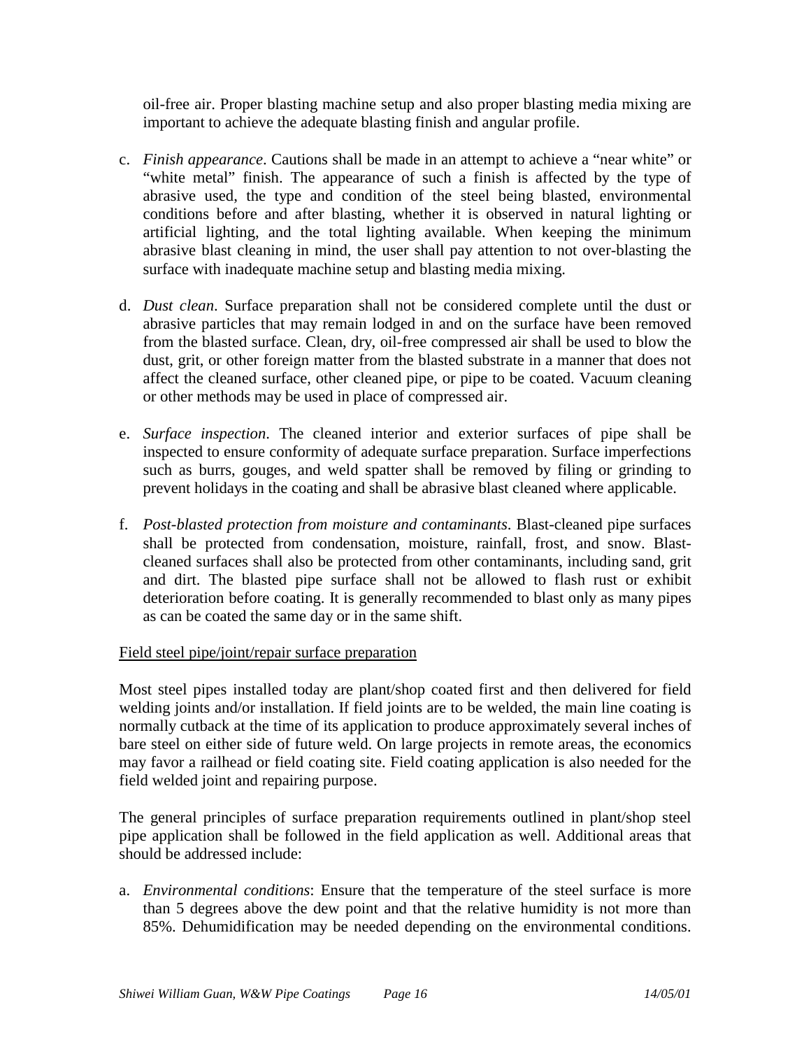oil-free air. Proper blasting machine setup and also proper blasting media mixing are important to achieve the adequate blasting finish and angular profile.

c. *Finish appearance*. Cautions shall be made in an attempt to achieve a "near white" or "white metal" finish. The appearance of such a finish is affected by the type of abrasive used, the type and condition of the steel being blasted, environmental conditions before and after blasting, whether it is observed in natural lighting or artificial lighting, and the total lighting available. When keeping the minimum abrasive blast cleaning in mind, the user shall pay attention to not over-blasting the surface with inadequate machine setup and blasting media mixing.

d. *Dust clean*. Surface preparation shall not be considered complete until the dust or abrasive particles that may remain lodged in and on the surface have been removed from the blasted surface. Clean, dry, oil-free compressed air shall be used to blow the dust, grit, or other foreign matter from the blasted substrate in a manner that does not affect the cleaned surface, other cleaned pipe, or pipe to be coated. Vacuum cleaning or other methods may be used in place of compressed air.

e. *Surface inspection*. The cleaned interior and exterior surfaces of pipe shall be inspected to ensure conformity of adequate surface preparation. Surface imperfections such as burrs, gouges, and weld spatter shall be removed by filing or grinding to prevent holidays in the coating and shall be abrasive blast cleaned where applicable.

f. *Post-blasted protection from moisture and contaminants*. Blast-cleaned pipe surfaces shall be protected from condensation, moisture, rainfall, frost, and snow. Blast-cleaned surfaces shall also be protected from other contaminants, including sand, grit and dirt. The blasted pipe surface shall not be allowed to flash rust or exhibit deterioration before coating. It is generally recommended to blast only as many pipes as can be coated the same day or in the same shift.

<u>Field steel pipe/joint/repair surface preparation</u>

Most steel pipes installed today are plant/shop coated first and then delivered for field welding joints and/or installation. If field joints are to be welded, the main line coating is normally cutback at the time of its application to produce approximately several inches of bare steel on either side of future weld. On large projects in remote areas, the economics may favor a railhead or field coating site. Field coating application is also needed for the field welded joint and repairing purpose.

The general principles of surface preparation requirements outlined in plant/shop steel pipe application shall be followed in the field application as well. Additional areas that should be addressed include:

a. *Environmental conditions*: Ensure that the temperature of the steel surface is more than 5 degrees above the dew point and that the relative humidity is not more than 85%. Dehumidification may be needed depending on the environmental conditions.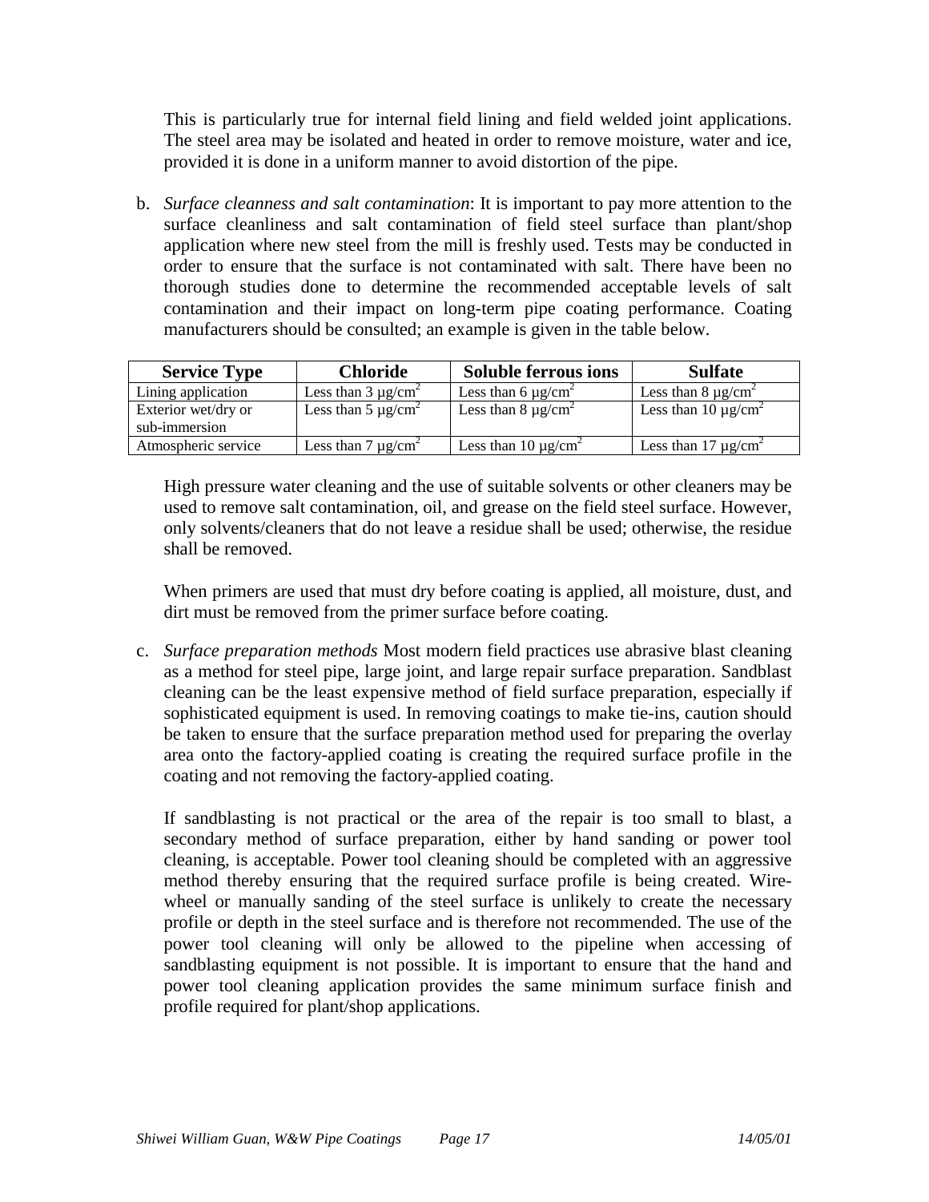This is particularly true for internal field lining and field welded joint applications. The steel area may be isolated and heated in order to remove moisture, water and ice, provided it is done in a uniform manner to avoid distortion of the pipe.

b. *Surface cleanness and salt contamination*: It is important to pay more attention to the surface cleanliness and salt contamination of field steel surface than plant/shop application where new steel from the mill is freshly used. Tests may be conducted in order to ensure that the surface is not contaminated with salt. There have been no thorough studies done to determine the recommended acceptable levels of salt contamination and their impact on long-term pipe coating performance. Coating manufacturers should be consulted; an example is given in the table below.

| Service Type | Chloride | Soluble ferrous ions | Sulfate |
|---|---|---|---|
| Lining application | Less than 3 $\mu g/cm^2$ | Less than 6 $\mu g/cm^2$ | Less than 8 $\mu g/cm^2$ |
| Exterior wet/dry or sub-immersion | Less than 5 $\mu g/cm^2$ | Less than 8 $\mu g/cm^2$ | Less than 10 $\mu g/cm^2$ |
| Atmospheric service | Less than 7 $\mu g/cm^2$ | Less than 10 $\mu g/cm^2$ | Less than 17 $\mu g/cm^2$ |

High pressure water cleaning and the use of suitable solvents or other cleaners may be used to remove salt contamination, oil, and grease on the field steel surface. However, only solvents/cleaners that do not leave a residue shall be used; otherwise, the residue shall be removed.

When primers are used that must dry before coating is applied, all moisture, dust, and dirt must be removed from the primer surface before coating.

c. *Surface preparation methods* Most modern field practices use abrasive blast cleaning as a method for steel pipe, large joint, and large repair surface preparation. Sandblast cleaning can be the least expensive method of field surface preparation, especially if sophisticated equipment is used. In removing coatings to make tie-ins, caution should be taken to ensure that the surface preparation method used for preparing the overlay area onto the factory-applied coating is creating the required surface profile in the coating and not removing the factory-applied coating.

If sandblasting is not practical or the area of the repair is too small to blast, a secondary method of surface preparation, either by hand sanding or power tool cleaning, is acceptable. Power tool cleaning should be completed with an aggressive method thereby ensuring that the required surface profile is being created. Wire-wheel or manually sanding of the steel surface is unlikely to create the necessary profile or depth in the steel surface and is therefore not recommended. The use of the power tool cleaning will only be allowed to the pipeline when accessing of sandblasting equipment is not possible. It is important to ensure that the hand and power tool cleaning application provides the same minimum surface finish and profile required for plant/shop applications.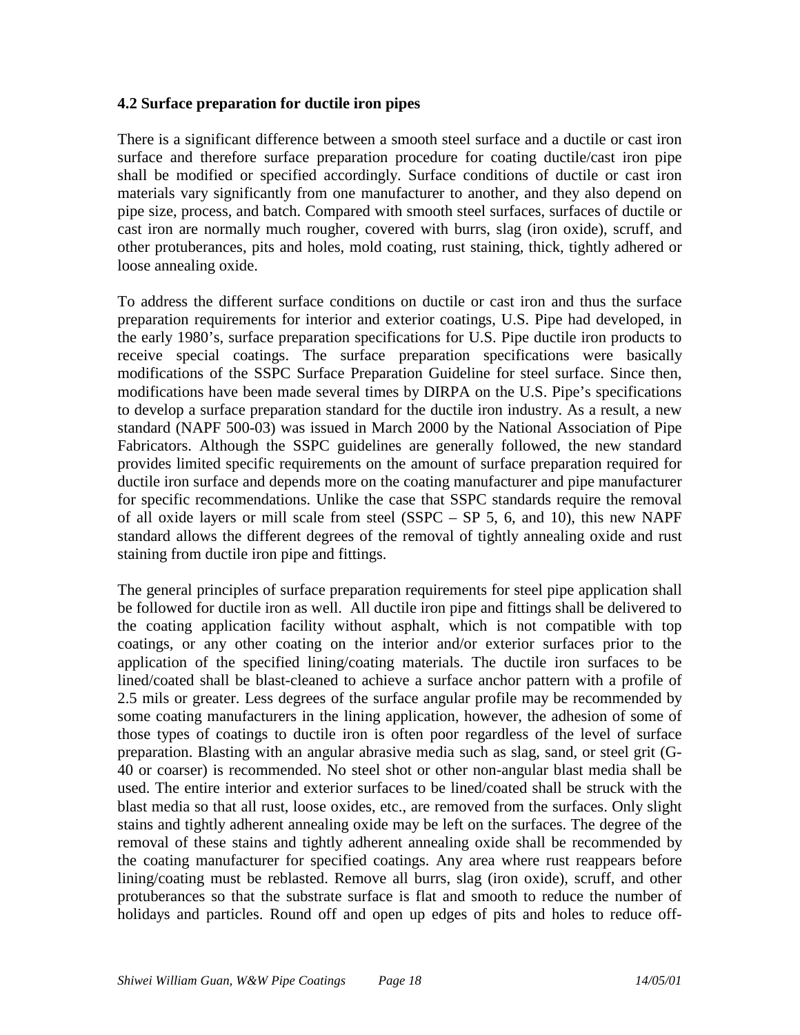### 4.2 Surface preparation for ductile iron pipes

There is a significant difference between a smooth steel surface and a ductile or cast iron surface and therefore surface preparation procedure for coating ductile/cast iron pipe shall be modified or specified accordingly. Surface conditions of ductile or cast iron materials vary significantly from one manufacturer to another, and they also depend on pipe size, process, and batch. Compared with smooth steel surfaces, surfaces of ductile or cast iron are normally much rougher, covered with burrs, slag (iron oxide), scruff, and other protuberances, pits and holes, mold coating, rust staining, thick, tightly adhered or loose annealing oxide.

To address the different surface conditions on ductile or cast iron and thus the surface preparation requirements for interior and exterior coatings, U.S. Pipe had developed, in the early 1980's, surface preparation specifications for U.S. Pipe ductile iron products to receive special coatings. The surface preparation specifications were basically modifications of the SSPC Surface Preparation Guideline for steel surface. Since then, modifications have been made several times by DIRPA on the U.S. Pipe's specifications to develop a surface preparation standard for the ductile iron industry. As a result, a new standard (NAPF 500-03) was issued in March 2000 by the National Association of Pipe Fabricators. Although the SSPC guidelines are generally followed, the new standard provides limited specific requirements on the amount of surface preparation required for ductile iron surface and depends more on the coating manufacturer and pipe manufacturer for specific recommendations. Unlike the case that SSPC standards require the removal of all oxide layers or mill scale from steel (SSPC – SP 5, 6, and 10), this new NAPF standard allows the different degrees of the removal of tightly annealing oxide and rust staining from ductile iron pipe and fittings.

The general principles of surface preparation requirements for steel pipe application shall be followed for ductile iron as well. All ductile iron pipe and fittings shall be delivered to the coating application facility without asphalt, which is not compatible with top coatings, or any other coating on the interior and/or exterior surfaces prior to the application of the specified lining/coating materials. The ductile iron surfaces to be lined/coated shall be blast-cleaned to achieve a surface anchor pattern with a profile of 2.5 mils or greater. Less degrees of the surface angular profile may be recommended by some coating manufacturers in the lining application, however, the adhesion of some of those types of coatings to ductile iron is often poor regardless of the level of surface preparation. Blasting with an angular abrasive media such as slag, sand, or steel grit (G-40 or coarser) is recommended. No steel shot or other non-angular blast media shall be used. The entire interior and exterior surfaces to be lined/coated shall be struck with the blast media so that all rust, loose oxides, etc., are removed from the surfaces. Only slight stains and tightly adherent annealing oxide may be left on the surfaces. The degree of the removal of these stains and tightly adherent annealing oxide shall be recommended by the coating manufacturer for specified coatings. Any area where rust reappears before lining/coating must be reblasted. Remove all burrs, slag (iron oxide), scruff, and other protuberances so that the substrate surface is flat and smooth to reduce the number of holidays and particles. Round off and open up edges of pits and holes to reduce off-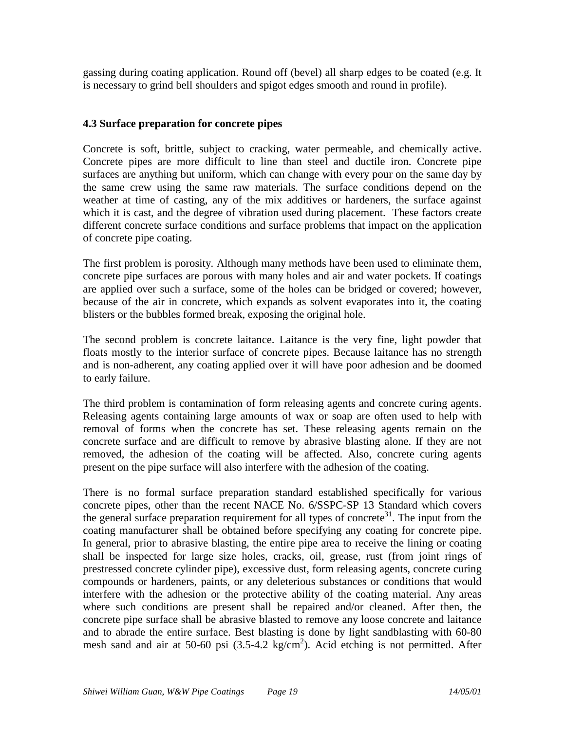gassing during coating application. Round off (bevel) all sharp edges to be coated (e.g. It is necessary to grind bell shoulders and spigot edges smooth and round in profile).

### 4.3 Surface preparation for concrete pipes

Concrete is soft, brittle, subject to cracking, water permeable, and chemically active. Concrete pipes are more difficult to line than steel and ductile iron. Concrete pipe surfaces are anything but uniform, which can change with every pour on the same day by the same crew using the same raw materials. The surface conditions depend on the weather at time of casting, any of the mix additives or hardeners, the surface against which it is cast, and the degree of vibration used during placement. These factors create different concrete surface conditions and surface problems that impact on the application of concrete pipe coating.

The first problem is porosity. Although many methods have been used to eliminate them, concrete pipe surfaces are porous with many holes and air and water pockets. If coatings are applied over such a surface, some of the holes can be bridged or covered; however, because of the air in concrete, which expands as solvent evaporates into it, the coating blisters or the bubbles formed break, exposing the original hole.

The second problem is concrete laitance. Laitance is the very fine, light powder that floats mostly to the interior surface of concrete pipes. Because laitance has no strength and is non-adherent, any coating applied over it will have poor adhesion and be doomed to early failure.

The third problem is contamination of form releasing agents and concrete curing agents. Releasing agents containing large amounts of wax or soap are often used to help with removal of forms when the concrete has set. These releasing agents remain on the concrete surface and are difficult to remove by abrasive blasting alone. If they are not removed, the adhesion of the coating will be affected. Also, concrete curing agents present on the pipe surface will also interfere with the adhesion of the coating.

There is no formal surface preparation standard established specifically for various concrete pipes, other than the recent NACE No. 6/SSPC-SP 13 Standard which covers the general surface preparation requirement for all types of concrete[31]. The input from the coating manufacturer shall be obtained before specifying any coating for concrete pipe. In general, prior to abrasive blasting, the entire pipe area to receive the lining or coating shall be inspected for large size holes, cracks, oil, grease, rust (from joint rings of prestressed concrete cylinder pipe), excessive dust, form releasing agents, concrete curing compounds or hardeners, paints, or any deleterious substances or conditions that would interfere with the adhesion or the protective ability of the coating material. Any areas where such conditions are present shall be repaired and/or cleaned. After then, the concrete pipe surface shall be abrasive blasted to remove any loose concrete and laitance and to abrade the entire surface. Best blasting is done by light sandblasting with 60-80 mesh sand and air at 50-60 psi (3.5-4.2 kg/cm$^2$). Acid etching is not permitted. After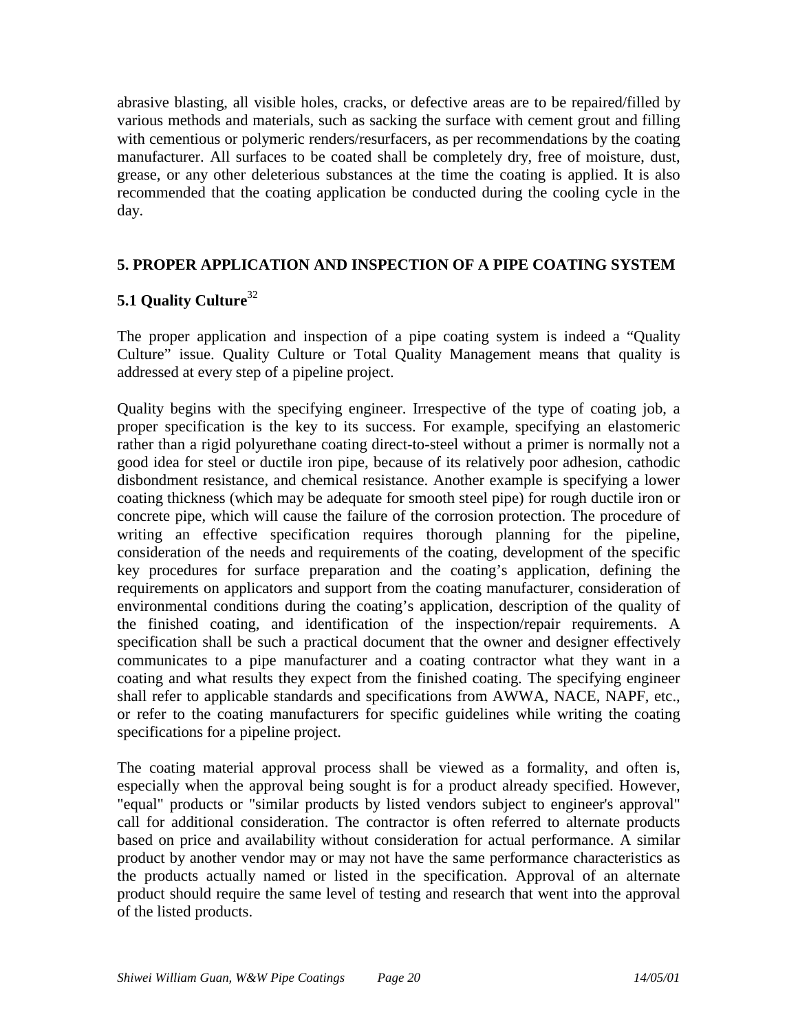abrasive blasting, all visible holes, cracks, or defective areas are to be repaired/filled by various methods and materials, such as sacking the surface with cement grout and filling with cementious or polymeric renders/resurfacers, as per recommendations by the coating manufacturer. All surfaces to be coated shall be completely dry, free of moisture, dust, grease, or any other deleterious substances at the time the coating is applied. It is also recommended that the coating application be conducted during the cooling cycle in the day.

## 5. PROPER APPLICATION AND INSPECTION OF A PIPE COATING SYSTEM

### 5.1 Quality Culture[32]

The proper application and inspection of a pipe coating system is indeed a "Quality Culture" issue. Quality Culture or Total Quality Management means that quality is addressed at every step of a pipeline project.

Quality begins with the specifying engineer. Irrespective of the type of coating job, a proper specification is the key to its success. For example, specifying an elastomeric rather than a rigid polyurethane coating direct-to-steel without a primer is normally not a good idea for steel or ductile iron pipe, because of its relatively poor adhesion, cathodic disbondment resistance, and chemical resistance. Another example is specifying a lower coating thickness (which may be adequate for smooth steel pipe) for rough ductile iron or concrete pipe, which will cause the failure of the corrosion protection. The procedure of writing an effective specification requires thorough planning for the pipeline, consideration of the needs and requirements of the coating, development of the specific key procedures for surface preparation and the coating's application, defining the requirements on applicators and support from the coating manufacturer, consideration of environmental conditions during the coating's application, description of the quality of the finished coating, and identification of the inspection/repair requirements. A specification shall be such a practical document that the owner and designer effectively communicates to a pipe manufacturer and a coating contractor what they want in a coating and what results they expect from the finished coating. The specifying engineer shall refer to applicable standards and specifications from AWWA, NACE, NAPF, etc., or refer to the coating manufacturers for specific guidelines while writing the coating specifications for a pipeline project.

The coating material approval process shall be viewed as a formality, and often is, especially when the approval being sought is for a product already specified. However, "equal" products or "similar products by listed vendors subject to engineer's approval" call for additional consideration. The contractor is often referred to alternate products based on price and availability without consideration for actual performance. A similar product by another vendor may or may not have the same performance characteristics as the products actually named or listed in the specification. Approval of an alternate product should require the same level of testing and research that went into the approval of the listed products.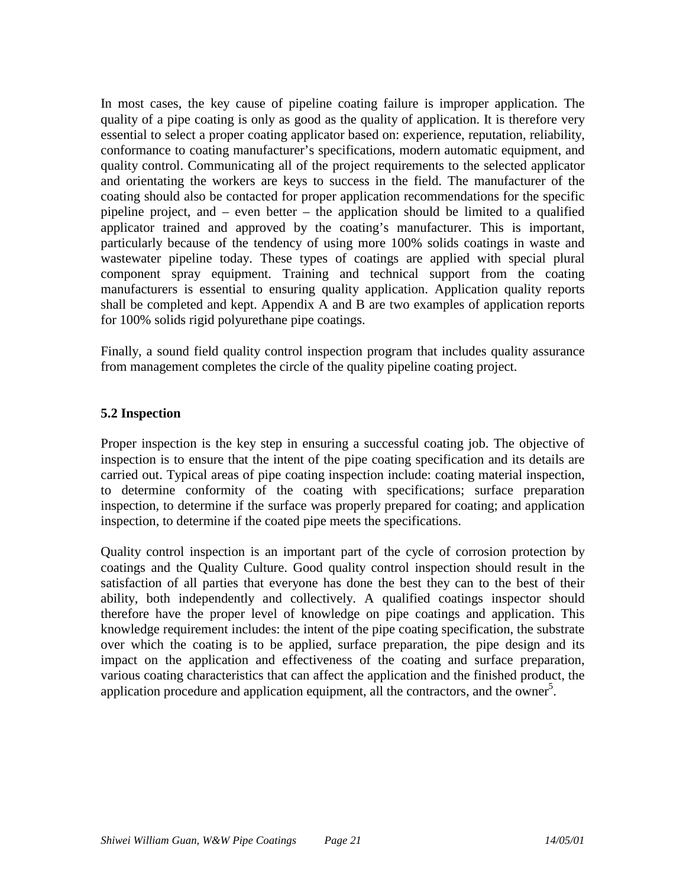In most cases, the key cause of pipeline coating failure is improper application. The quality of a pipe coating is only as good as the quality of application. It is therefore very essential to select a proper coating applicator based on: experience, reputation, reliability, conformance to coating manufacturer's specifications, modern automatic equipment, and quality control. Communicating all of the project requirements to the selected applicator and orientating the workers are keys to success in the field. The manufacturer of the coating should also be contacted for proper application recommendations for the specific pipeline project, and – even better – the application should be limited to a qualified applicator trained and approved by the coating's manufacturer. This is important, particularly because of the tendency of using more 100% solids coatings in waste and wastewater pipeline today. These types of coatings are applied with special plural component spray equipment. Training and technical support from the coating manufacturers is essential to ensuring quality application. Application quality reports shall be completed and kept. Appendix A and B are two examples of application reports for 100% solids rigid polyurethane pipe coatings.

Finally, a sound field quality control inspection program that includes quality assurance from management completes the circle of the quality pipeline coating project.

### 5.2 Inspection

Proper inspection is the key step in ensuring a successful coating job. The objective of inspection is to ensure that the intent of the pipe coating specification and its details are carried out. Typical areas of pipe coating inspection include: coating material inspection, to determine conformity of the coating with specifications; surface preparation inspection, to determine if the surface was properly prepared for coating; and application inspection, to determine if the coated pipe meets the specifications.

Quality control inspection is an important part of the cycle of corrosion protection by coatings and the Quality Culture. Good quality control inspection should result in the satisfaction of all parties that everyone has done the best they can to the best of their ability, both independently and collectively. A qualified coatings inspector should therefore have the proper level of knowledge on pipe coatings and application. This knowledge requirement includes: the intent of the pipe coating specification, the substrate over which the coating is to be applied, surface preparation, the pipe design and its impact on the application and effectiveness of the coating and surface preparation, various coating characteristics that can affect the application and the finished product, the application procedure and application equipment, all the contractors, and the owner[5].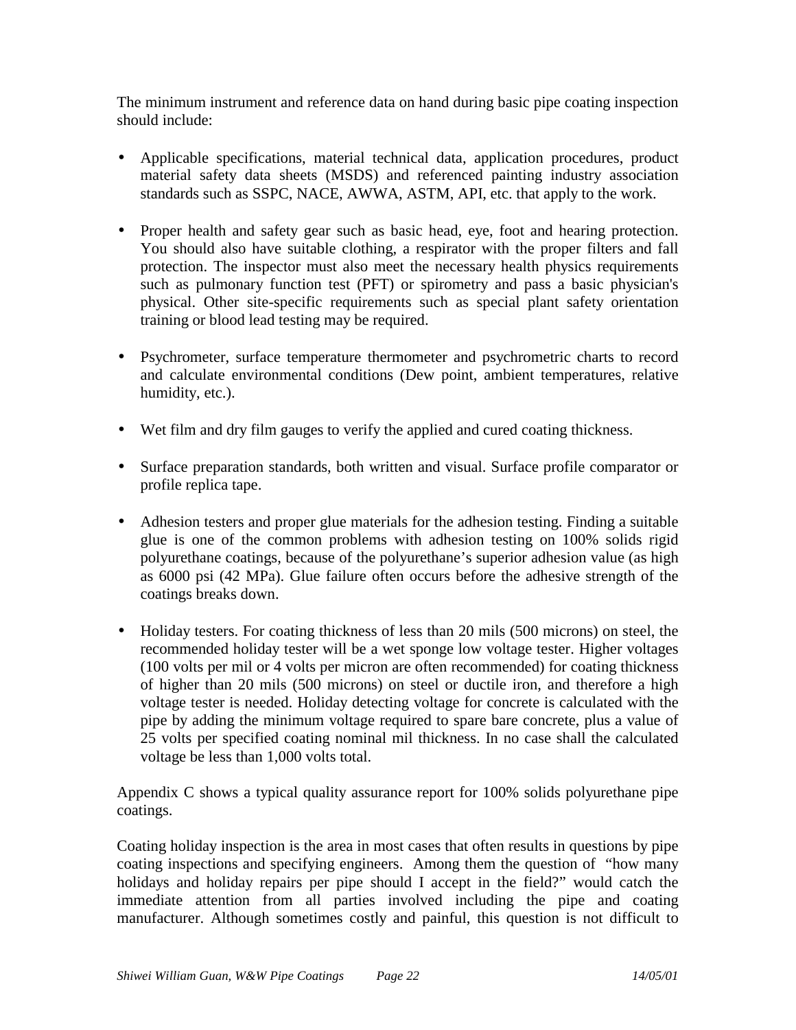The minimum instrument and reference data on hand during basic pipe coating inspection should include:

- Applicable specifications, material technical data, application procedures, product material safety data sheets (MSDS) and referenced painting industry association standards such as SSPC, NACE, AWWA, ASTM, API, etc. that apply to the work.

- Proper health and safety gear such as basic head, eye, foot and hearing protection. You should also have suitable clothing, a respirator with the proper filters and fall protection. The inspector must also meet the necessary health physics requirements such as pulmonary function test (PFT) or spirometry and pass a basic physician's physical. Other site-specific requirements such as special plant safety orientation training or blood lead testing may be required.

- Psychrometer, surface temperature thermometer and psychrometric charts to record and calculate environmental conditions (Dew point, ambient temperatures, relative humidity, etc.).

- Wet film and dry film gauges to verify the applied and cured coating thickness.

- Surface preparation standards, both written and visual. Surface profile comparator or profile replica tape.

- Adhesion testers and proper glue materials for the adhesion testing. Finding a suitable glue is one of the common problems with adhesion testing on 100% solids rigid polyurethane coatings, because of the polyurethane's superior adhesion value (as high as 6000 psi (42 MPa). Glue failure often occurs before the adhesive strength of the coatings breaks down.

- Holiday testers. For coating thickness of less than 20 mils (500 microns) on steel, the recommended holiday tester will be a wet sponge low voltage tester. Higher voltages (100 volts per mil or 4 volts per micron are often recommended) for coating thickness of higher than 20 mils (500 microns) on steel or ductile iron, and therefore a high voltage tester is needed. Holiday detecting voltage for concrete is calculated with the pipe by adding the minimum voltage required to spare bare concrete, plus a value of 25 volts per specified coating nominal mil thickness. In no case shall the calculated voltage be less than 1,000 volts total.

Appendix C shows a typical quality assurance report for 100% solids polyurethane pipe coatings.

Coating holiday inspection is the area in most cases that often results in questions by pipe coating inspections and specifying engineers. Among them the question of "how many holidays and holiday repairs per pipe should I accept in the field?" would catch the immediate attention from all parties involved including the pipe and coating manufacturer. Although sometimes costly and painful, this question is not difficult to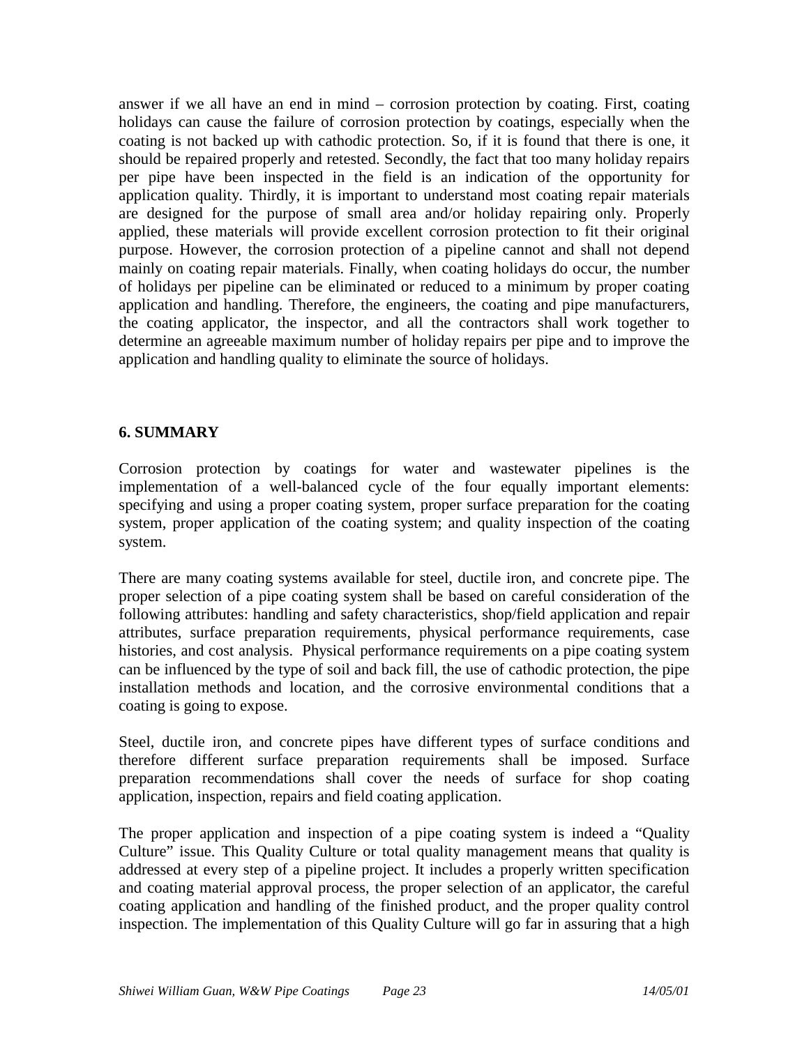answer if we all have an end in mind – corrosion protection by coating. First, coating holidays can cause the failure of corrosion protection by coatings, especially when the coating is not backed up with cathodic protection. So, if it is found that there is one, it should be repaired properly and retested. Secondly, the fact that too many holiday repairs per pipe have been inspected in the field is an indication of the opportunity for application quality. Thirdly, it is important to understand most coating repair materials are designed for the purpose of small area and/or holiday repairing only. Properly applied, these materials will provide excellent corrosion protection to fit their original purpose. However, the corrosion protection of a pipeline cannot and shall not depend mainly on coating repair materials. Finally, when coating holidays do occur, the number of holidays per pipeline can be eliminated or reduced to a minimum by proper coating application and handling. Therefore, the engineers, the coating and pipe manufacturers, the coating applicator, the inspector, and all the contractors shall work together to determine an agreeable maximum number of holiday repairs per pipe and to improve the application and handling quality to eliminate the source of holidays.

## 6. SUMMARY

Corrosion protection by coatings for water and wastewater pipelines is the implementation of a well-balanced cycle of the four equally important elements: specifying and using a proper coating system, proper surface preparation for the coating system, proper application of the coating system; and quality inspection of the coating system.

There are many coating systems available for steel, ductile iron, and concrete pipe. The proper selection of a pipe coating system shall be based on careful consideration of the following attributes: handling and safety characteristics, shop/field application and repair attributes, surface preparation requirements, physical performance requirements, case histories, and cost analysis. Physical performance requirements on a pipe coating system can be influenced by the type of soil and back fill, the use of cathodic protection, the pipe installation methods and location, and the corrosive environmental conditions that a coating is going to expose.

Steel, ductile iron, and concrete pipes have different types of surface conditions and therefore different surface preparation requirements shall be imposed. Surface preparation recommendations shall cover the needs of surface for shop coating application, inspection, repairs and field coating application.

The proper application and inspection of a pipe coating system is indeed a "Quality Culture" issue. This Quality Culture or total quality management means that quality is addressed at every step of a pipeline project. It includes a properly written specification and coating material approval process, the proper selection of an applicator, the careful coating application and handling of the finished product, and the proper quality control inspection. The implementation of this Quality Culture will go far in assuring that a high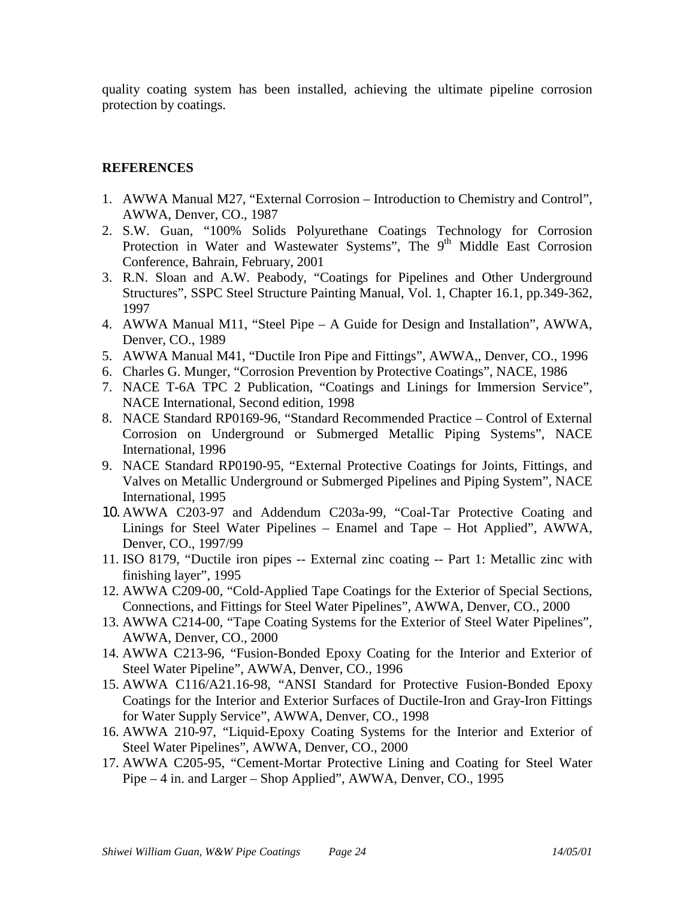quality coating system has been installed, achieving the ultimate pipeline corrosion protection by coatings.

## REFERENCES

1. AWWA Manual M27, "External Corrosion – Introduction to Chemistry and Control", AWWA, Denver, CO., 1987
2. S.W. Guan, "100% Solids Polyurethane Coatings Technology for Corrosion Protection in Water and Wastewater Systems", The 9th Middle East Corrosion Conference, Bahrain, February, 2001
3. R.N. Sloan and A.W. Peabody, "Coatings for Pipelines and Other Underground Structures", SSPC Steel Structure Painting Manual, Vol. 1, Chapter 16.1, pp.349-362, 1997
4. AWWA Manual M11, "Steel Pipe – A Guide for Design and Installation", AWWA, Denver, CO., 1989
5. AWWA Manual M41, "Ductile Iron Pipe and Fittings", AWWA,, Denver, CO., 1996
6. Charles G. Munger, "Corrosion Prevention by Protective Coatings", NACE, 1986
7. NACE T-6A TPC 2 Publication, "Coatings and Linings for Immersion Service", NACE International, Second edition, 1998
8. NACE Standard RP0169-96, "Standard Recommended Practice – Control of External Corrosion on Underground or Submerged Metallic Piping Systems", NACE International, 1996
9. NACE Standard RP0190-95, "External Protective Coatings for Joints, Fittings, and Valves on Metallic Underground or Submerged Pipelines and Piping System", NACE International, 1995
10. AWWA C203-97 and Addendum C203a-99, "Coal-Tar Protective Coating and Linings for Steel Water Pipelines – Enamel and Tape – Hot Applied", AWWA, Denver, CO., 1997/99
11. ISO 8179, "Ductile iron pipes -- External zinc coating -- Part 1: Metallic zinc with finishing layer", 1995
12. AWWA C209-00, "Cold-Applied Tape Coatings for the Exterior of Special Sections, Connections, and Fittings for Steel Water Pipelines", AWWA, Denver, CO., 2000
13. AWWA C214-00, "Tape Coating Systems for the Exterior of Steel Water Pipelines", AWWA, Denver, CO., 2000
14. AWWA C213-96, "Fusion-Bonded Epoxy Coating for the Interior and Exterior of Steel Water Pipeline", AWWA, Denver, CO., 1996
15. AWWA C116/A21.16-98, "ANSI Standard for Protective Fusion-Bonded Epoxy Coatings for the Interior and Exterior Surfaces of Ductile-Iron and Gray-Iron Fittings for Water Supply Service", AWWA, Denver, CO., 1998
16. AWWA 210-97, "Liquid-Epoxy Coating Systems for the Interior and Exterior of Steel Water Pipelines", AWWA, Denver, CO., 2000
17. AWWA C205-95, "Cement-Mortar Protective Lining and Coating for Steel Water Pipe – 4 in. and Larger – Shop Applied", AWWA, Denver, CO., 1995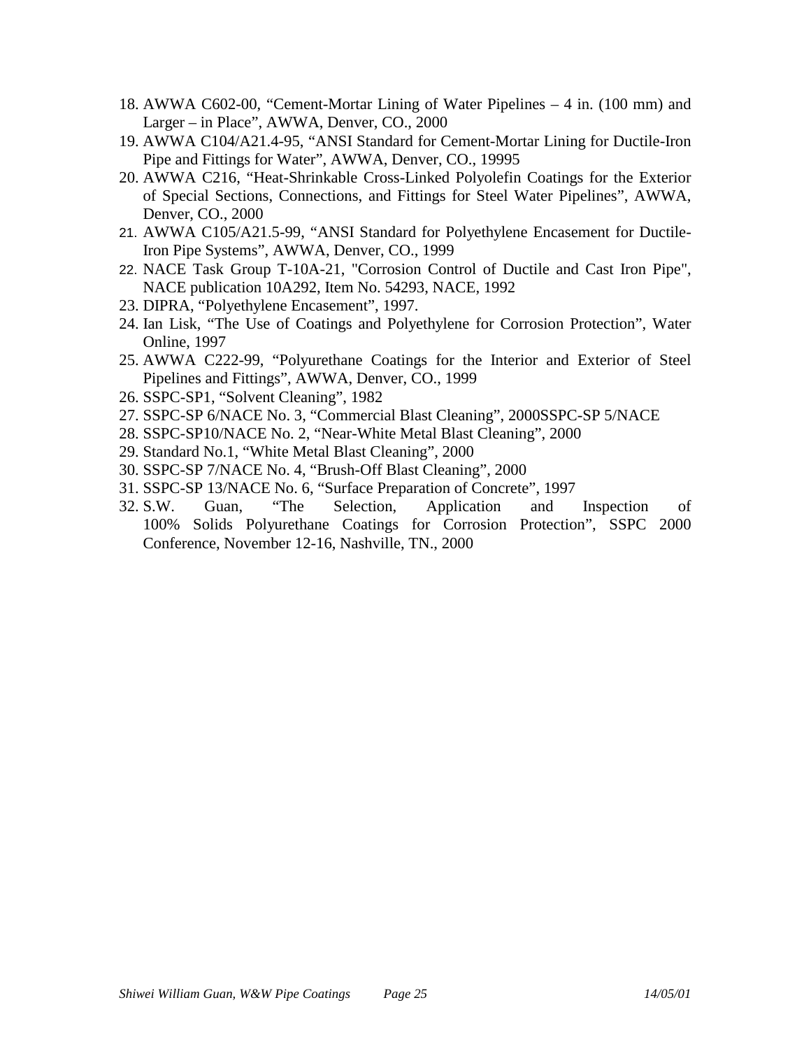18. AWWA C602-00, “Cement-Mortar Lining of Water Pipelines – 4 in. (100 mm) and Larger – in Place”, AWWA, Denver, CO., 2000
19. AWWA C104/A21.4-95, “ANSI Standard for Cement-Mortar Lining for Ductile-Iron Pipe and Fittings for Water”, AWWA, Denver, CO., 19995
20. AWWA C216, “Heat-Shrinkable Cross-Linked Polyolefin Coatings for the Exterior of Special Sections, Connections, and Fittings for Steel Water Pipelines”, AWWA, Denver, CO., 2000
21. AWWA C105/A21.5-99, “ANSI Standard for Polyethylene Encasement for Ductile-Iron Pipe Systems”, AWWA, Denver, CO., 1999
22. NACE Task Group T-10A-21, "Corrosion Control of Ductile and Cast Iron Pipe", NACE publication 10A292, Item No. 54293, NACE, 1992
23. DIPRA, “Polyethylene Encasement”, 1997.
24. Ian Lisk, “The Use of Coatings and Polyethylene for Corrosion Protection”, Water Online, 1997
25. AWWA C222-99, “Polyurethane Coatings for the Interior and Exterior of Steel Pipelines and Fittings”, AWWA, Denver, CO., 1999
26. SSPC-SP1, “Solvent Cleaning”, 1982
27. SSPC-SP 6/NACE No. 3, “Commercial Blast Cleaning”, 2000SSPC-SP 5/NACE
28. SSPC-SP10/NACE No. 2, “Near-White Metal Blast Cleaning”, 2000
29. Standard No.1, “White Metal Blast Cleaning”, 2000
30. SSPC-SP 7/NACE No. 4, “Brush-Off Blast Cleaning”, 2000
31. SSPC-SP 13/NACE No. 6, “Surface Preparation of Concrete”, 1997
32. S.W. Guan, “The Selection, Application and Inspection of 100% Solids Polyurethane Coatings for Corrosion Protection”, SSPC 2000 Conference, November 12-16, Nashville, TN., 2000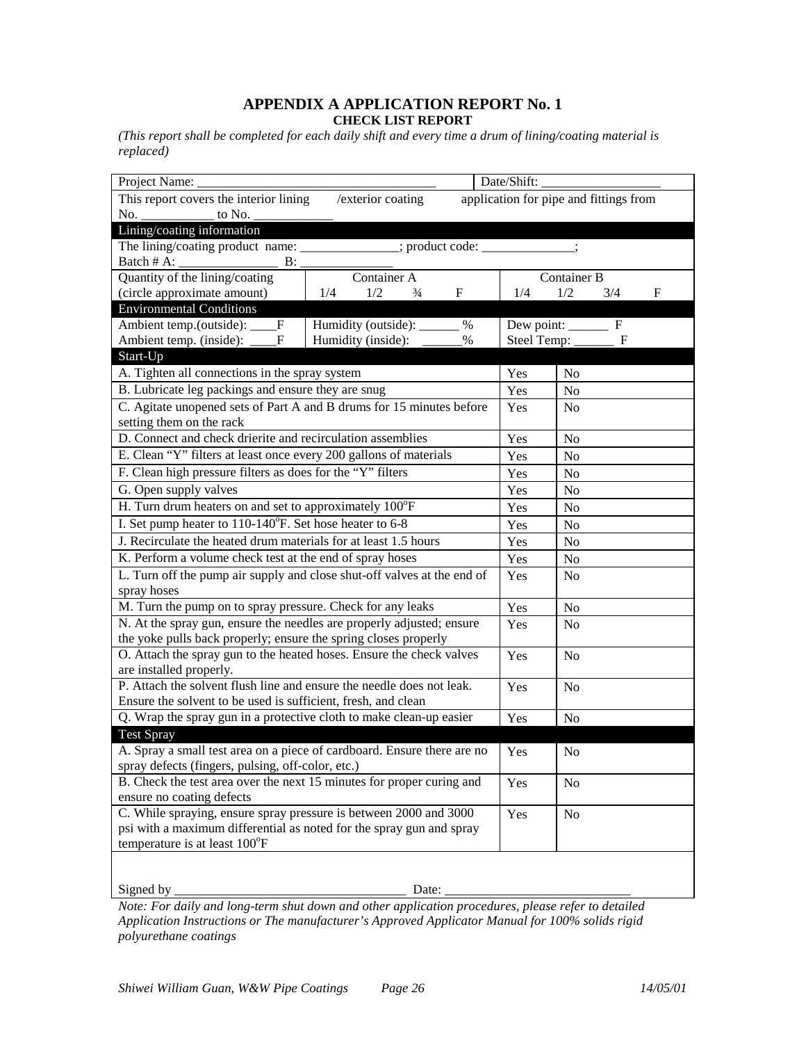## APPENDIX A APPLICATION REPORT No. 1

### CHECK LIST REPORT

*(This report shall be completed for each daily shift and every time a drum of lining/coating material is replaced)*

| Project Name: ___________________________________ | | | Date/Shift: __________________ | | |
|---|---|---|---|---|---|
| This report covers the interior lining /exterior coating application for pipe and fittings from No. ___________ to No. ____________ | | | | | |
| **Lining/coating information** | | | | | |
| The lining/coating product name: _______________; product code: ______________; Batch # A: _______________ B: ______________ | | | | | |
| Quantity of the lining/coating (circle approximate amount) | Container A: 1/4 1/2 ¾ F | | Container B: 1/4 1/2 3/4 F | | |
| **Environmental Conditions** | | | | | |
| Ambient temp.(outside): ____F | Humidity (outside): ______ % | | Dew point: ______ F | | |
| Ambient temp. (inside): ____F | Humidity (inside): ______% | | Steel Temp: ______ F | | |
| **Start-Up** | | | | | |
| A. Tighten all connections in the spray system | | | Yes | No | |
| B. Lubricate leg packings and ensure they are snug | | | Yes | No | |
| C. Agitate unopened sets of Part A and B drums for 15 minutes before setting them on the rack | | | Yes | No | |
| D. Connect and check drierite and recirculation assemblies | | | Yes | No | |
| E. Clean "Y" filters at least once every 200 gallons of materials | | | Yes | No | |
| F. Clean high pressure filters as does for the "Y" filters | | | Yes | No | |
| G. Open supply valves | | | Yes | No | |
| H. Turn drum heaters on and set to approximately 100°F | | | Yes | No | |
| I. Set pump heater to 110-140°F. Set hose heater to 6-8 | | | Yes | No | |
| J. Recirculate the heated drum materials for at least 1.5 hours | | | Yes | No | |
| K. Perform a volume check test at the end of spray hoses | | | Yes | No | |
| L. Turn off the pump air supply and close shut-off valves at the end of spray hoses | | | Yes | No | |
| M. Turn the pump on to spray pressure. Check for any leaks | | | Yes | No | |
| N. At the spray gun, ensure the needles are properly adjusted; ensure the yoke pulls back properly; ensure the spring closes properly | | | Yes | No | |
| O. Attach the spray gun to the heated hoses. Ensure the check valves are installed properly. | | | Yes | No | |
| P. Attach the solvent flush line and ensure the needle does not leak. Ensure the solvent to be used is sufficient, fresh, and clean | | | Yes | No | |
| Q. Wrap the spray gun in a protective cloth to make clean-up easier | | | Yes | No | |
| **Test Spray** | | | | | |
| A. Spray a small test area on a piece of cardboard. Ensure there are no spray defects (fingers, pulsing, off-color, etc.) | | | Yes | No | |
| B. Check the test area over the next 15 minutes for proper curing and ensure no coating defects | | | Yes | No | |
| C. While spraying, ensure spray pressure is between 2000 and 3000 psi with a maximum differential as noted for the spray gun and spray temperature is at least 100°F | | | Yes | No | |
| Signed by ___________________________________ Date: ____________________________ | | | | | |

*Note: For daily and long-term shut down and other application procedures, please refer to detailed Application Instructions or The manufacturer's Approved Applicator Manual for 100% solids rigid polyurethane coatings*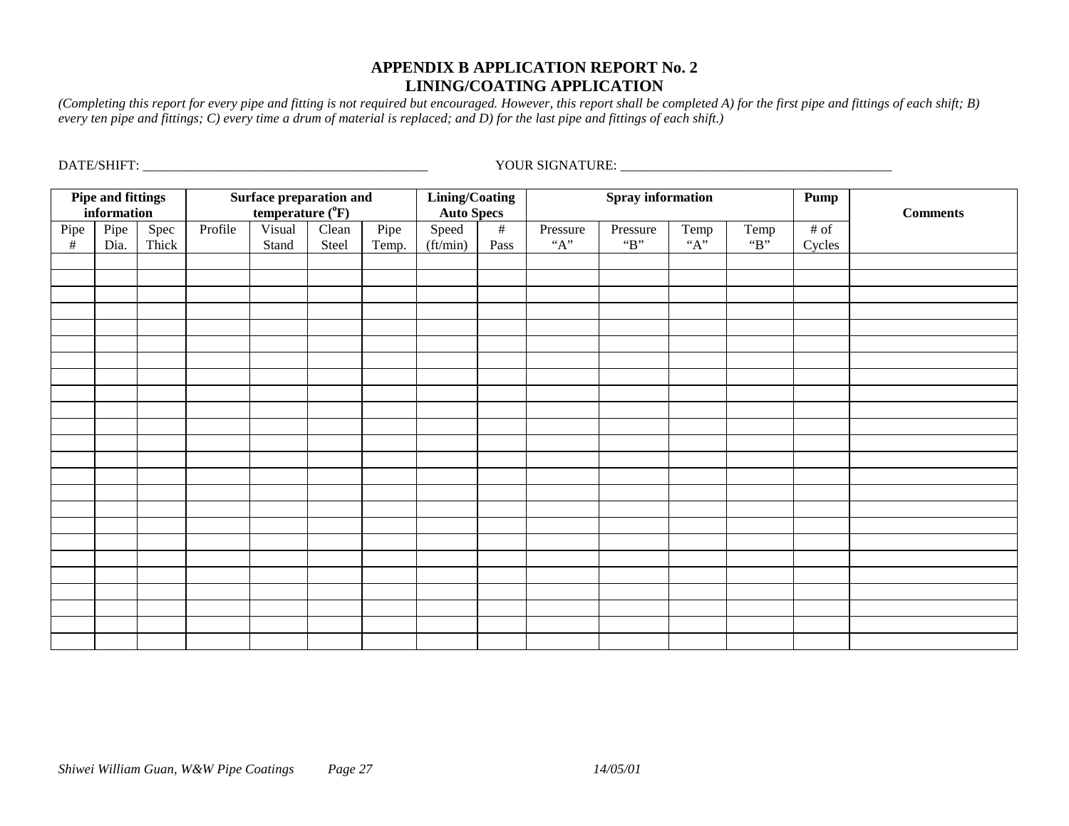## APPENDIX B APPLICATION REPORT No. 2
## LINING/COATING APPLICATION

*(Completing this report for every pipe and fitting is not required but encouraged. However, this report shall be completed A) for the first pipe and fittings of each shift; B) every ten pipe and fittings; C) every time a drum of material is replaced; and D) for the last pipe and fittings of each shift.)*

DATE/SHIFT: ___________________________________________ YOUR SIGNATURE: ________________________________________

| **Pipe and fittings information** | | | **Surface preparation and temperature ($^oF$)** | | | | **Lining/Coating Auto Specs** | | **Spray information** | | | | **Pump** | **Comments** |
|---|---|---|---|---|---|---|---|---|---|---|---|---|---|---|
| Pipe # | Pipe Dia. | Spec Thick | Profile | Visual Stand | Clean Steel | Pipe Temp. | Speed (ft/min) | # Pass | Pressure “A” | Pressure “B” | Temp “A” | Temp “B” | # of Cycles | |
| | | | | | | | | | | | | | | |
| | | | | | | | | | | | | | | |
| | | | | | | | | | | | | | | |
| | | | | | | | | | | | | | | |
| | | | | | | | | | | | | | | |
| | | | | | | | | | | | | | | |
| | | | | | | | | | | | | | | |
| | | | | | | | | | | | | | | |
| | | | | | | | | | | | | | | |
| | | | | | | | | | | | | | | |
| | | | | | | | | | | | | | | |
| | | | | | | | | | | | | | | |
| | | | | | | | | | | | | | | |
| | | | | | | | | | | | | | | |
| | | | | | | | | | | | | | | |
| | | | | | | | | | | | | | | |
| | | | | | | | | | | | | | | |
| | | | | | | | | | | | | | | |
| | | | | | | | | | | | | | | |
| | | | | | | | | | | | | | | |
| | | | | | | | | | | | | | | |
| | | | | | | | | | | | | | | |
| | | | | | | | | | | | | | | |
| | | | | | | | | | | | | | | |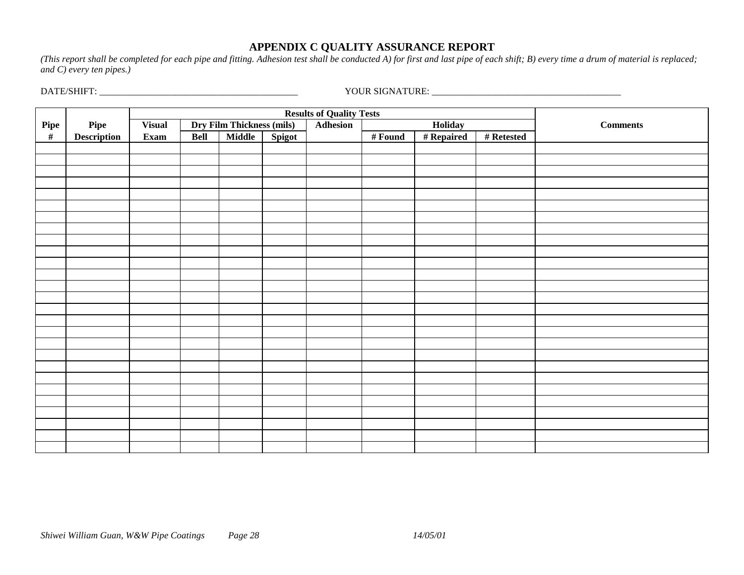## APPENDIX C QUALITY ASSURANCE REPORT

*(This report shall be completed for each pipe and fitting. Adhesion test shall be conducted A) for first and last pipe of each shift; B) every time a drum of material is replaced; and C) every ten pipes.)*

DATE/SHIFT: ___________________________________________ YOUR SIGNATURE: ________________________________________

| | | Results of Quality Tests | | | | | | | | Comments |
|---|---|---|---|---|---|---|---|---|---|---|
| Pipe | Pipe | Visual | Dry Film Thickness (mils) | | | Adhesion | Holiday | | | |
| # | Description | Exam | Bell | Middle | Spigot | | # Found | # Repaired | # Retested | |
| | | | | | | | | | | |
| | | | | | | | | | | |
| | | | | | | | | | | |
| | | | | | | | | | | |
| | | | | | | | | | | |
| | | | | | | | | | | |
| | | | | | | | | | | |
| | | | | | | | | | | |
| | | | | | | | | | | |
| | | | | | | | | | | |
| | | | | | | | | | | |
| | | | | | | | | | | |
| | | | | | | | | | | |
| | | | | | | | | | | |
| | | | | | | | | | | |
| | | | | | | | | | | |
| | | | | | | | | | | |
| | | | | | | | | | | |
| | | | | | | | | | | |
| | | | | | | | | | | |
| | | | | | | | | | | |
| | | | | | | | | | | |
| | | | | | | | | | | |
| | | | | | | | | | | |
| | | | | | | | | | | |
| | | | | | | | | | | |
| | | | | | | | | | | |